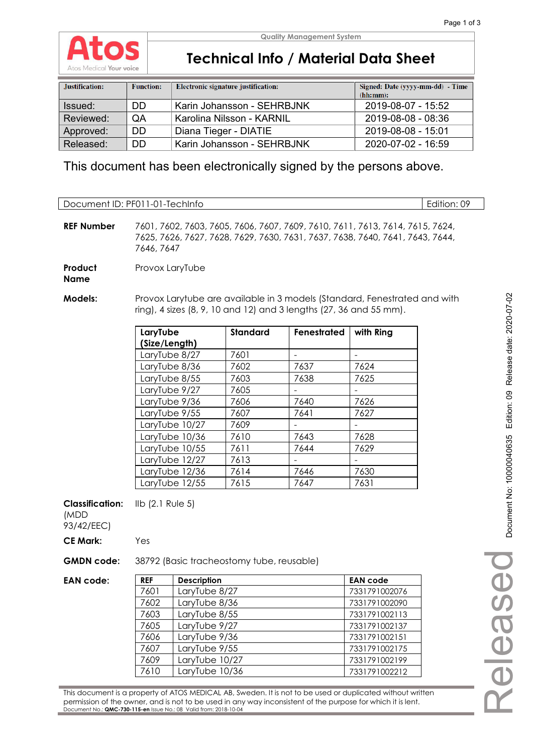Quality Management System

# Technical Info / Material Data Sheet

| Justification: | Function: | Electronic signature justification: | Signed: Date (yyyy-mm-dd) - Time (hh:mm): |
|---|---|---|---|
| Issued: | DD | Karin Johansson - SEHRBJNK | 2019-08-07 - 15:52 |
| Reviewed: | QA | Karolina Nilsson - KARNIL | 2019-08-08 - 08:36 |
| Approved: | DD | Diana Tieger - DIATIE | 2019-08-08 - 15:01 |
| Released: | DD | Karin Johansson - SEHRBJNK | 2020-07-02 - 16:59 |

This document has been electronically signed by the persons above.

| Document ID: PF011-01-TechInfo | Edition: 09 |
|---|---|

**REF Number** 7601, 7602, 7603, 7605, 7606, 7607, 7609, 7610, 7611, 7613, 7614, 7615, 7624, 7625, 7626, 7627, 7628, 7629, 7630, 7631, 7637, 7638, 7640, 7641, 7643, 7644, 7646, 7647

**Product Name** Provox LaryTube

**Models:** Provox Larytube are available in 3 models (Standard, Fenestrated and with ring), 4 sizes (8, 9, 10 and 12) and 3 lengths (27, 36 and 55 mm).

| LaryTube (Size/Length) | Standard | Fenestrated | with Ring |
|---|---|---|---|
| LaryTube 8/27 | 7601 | - | - |
| LaryTube 8/36 | 7602 | 7637 | 7624 |
| LaryTube 8/55 | 7603 | 7638 | 7625 |
| LaryTube 9/27 | 7605 | - | - |
| LaryTube 9/36 | 7606 | 7640 | 7626 |
| LaryTube 9/55 | 7607 | 7641 | 7627 |
| LaryTube 10/27 | 7609 | - | - |
| LaryTube 10/36 | 7610 | 7643 | 7628 |
| LaryTube 10/55 | 7611 | 7644 | 7629 |
| LaryTube 12/27 | 7613 | - | - |
| LaryTube 12/36 | 7614 | 7646 | 7630 |
| LaryTube 12/55 | 7615 | 7647 | 7631 |

**Classification:** (MDD 93/42/EEC) IIb (2.1 Rule 5)

**CE Mark:** Yes

**GMDN code:** 38792 (Basic tracheostomy tube, reusable)

**EAN code:**

| REF | Description | EAN code |
|---|---|---|
| 7601 | LaryTube 8/27 | 7331791002076 |
| 7602 | LaryTube 8/36 | 7331791002090 |
| 7603 | LaryTube 8/55 | 7331791002113 |
| 7605 | LaryTube 9/27 | 7331791002137 |
| 7606 | LaryTube 9/36 | 7331791002151 |
| 7607 | LaryTube 9/55 | 7331791002175 |
| 7609 | LaryTube 10/27 | 7331791002199 |
| 7610 | LaryTube 10/36 | 7331791002212 |

This document is a property of ATOS MEDICAL AB, Sweden. It is not to be used or duplicated without written permission of the owner, and is not to be used in any way inconsistent of the purpose for which it is lent.
Document No.: **QMC-730-115-en** Issue No.: 08 Valid from: 2018-10-04

Document No: 10000040635 Edition: 09 Release date: 2020-07-02

Released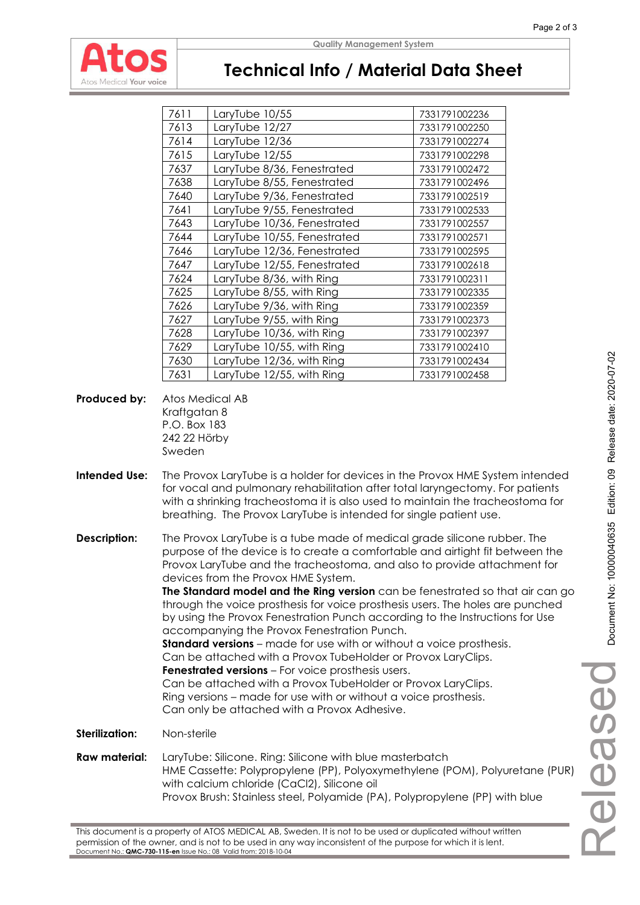| 7611 | LaryTube 10/55 | 7331791002236 |
|---|---|---|
| 7613 | LaryTube 12/27 | 7331791002250 |
| 7614 | LaryTube 12/36 | 7331791002274 |
| 7615 | LaryTube 12/55 | 7331791002298 |
| 7637 | LaryTube 8/36, Fenestrated | 7331791002472 |
| 7638 | LaryTube 8/55, Fenestrated | 7331791002496 |
| 7640 | LaryTube 9/36, Fenestrated | 7331791002519 |
| 7641 | LaryTube 9/55, Fenestrated | 7331791002533 |
| 7643 | LaryTube 10/36, Fenestrated | 7331791002557 |
| 7644 | LaryTube 10/55, Fenestrated | 7331791002571 |
| 7646 | LaryTube 12/36, Fenestrated | 7331791002595 |
| 7647 | LaryTube 12/55, Fenestrated | 7331791002618 |
| 7624 | LaryTube 8/36, with Ring | 7331791002311 |
| 7625 | LaryTube 8/55, with Ring | 7331791002335 |
| 7626 | LaryTube 9/36, with Ring | 7331791002359 |
| 7627 | LaryTube 9/55, with Ring | 7331791002373 |
| 7628 | LaryTube 10/36, with Ring | 7331791002397 |
| 7629 | LaryTube 10/55, with Ring | 7331791002410 |
| 7630 | LaryTube 12/36, with Ring | 7331791002434 |
| 7631 | LaryTube 12/55, with Ring | 7331791002458 |

**Produced by:** Atos Medical AB
Kraftgatan 8
P.O. Box 183
242 22 Hörby
Sweden

**Intended Use:** The Provox LaryTube is a holder for devices in the Provox HME System intended for vocal and pulmonary rehabilitation after total laryngectomy. For patients with a shrinking tracheostoma it is also used to maintain the tracheostoma for breathing. The Provox LaryTube is intended for single patient use.

**Description:** The Provox LaryTube is a tube made of medical grade silicone rubber. The purpose of the device is to create a comfortable and airtight fit between the Provox LaryTube and the tracheostoma, and also to provide attachment for devices from the Provox HME System.
**The Standard model and the Ring version** can be fenestrated so that air can go through the voice prosthesis for voice prosthesis users. The holes are punched by using the Provox Fenestration Punch according to the Instructions for Use accompanying the Provox Fenestration Punch.
**Standard versions** – made for use with or without a voice prosthesis.
Can be attached with a Provox TubeHolder or Provox LaryClips.
**Fenestrated versions** – For voice prosthesis users.
Can be attached with a Provox TubeHolder or Provox LaryClips.
Ring versions – made for use with or without a voice prosthesis.
Can only be attached with a Provox Adhesive.

**Sterilization:** Non-sterile

**Raw material:** LaryTube: Silicone. Ring: Silicone with blue masterbatch
HME Cassette: Polypropylene (PP), Polyoxymethylene (POM), Polyuretane (PUR) with calcium chloride ($CaCl_2$), Silicone oil
Provox Brush: Stainless steel, Polyamide (PA), Polypropylene (PP) with blue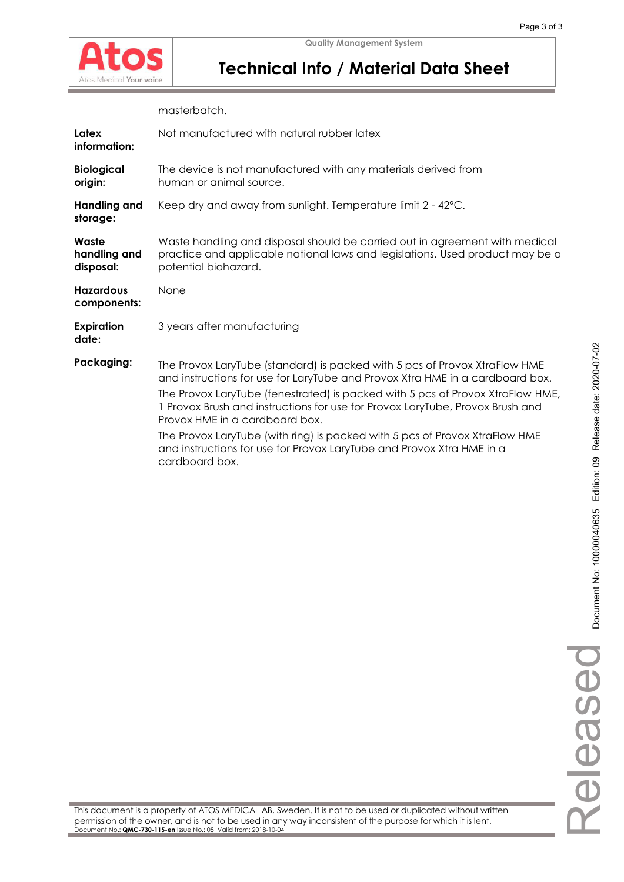masterbatch.

| | |
|---|---|
| **Latex information:** | Not manufactured with natural rubber latex |
| **Biological origin:** | The device is not manufactured with any materials derived from human or animal source. |
| **Handling and storage:** | Keep dry and away from sunlight. Temperature limit 2 - 42°C. |
| **Waste handling and disposal:** | Waste handling and disposal should be carried out in agreement with medical practice and applicable national laws and legislations. Used product may be a potential biohazard. |
| **Hazardous components:** | None |
| **Expiration date:** | 3 years after manufacturing |
| **Packaging:** | The Provox LaryTube (standard) is packed with 5 pcs of Provox XtraFlow HME and instructions for use for LaryTube and Provox Xtra HME in a cardboard box. The Provox LaryTube (fenestrated) is packed with 5 pcs of Provox XtraFlow HME, 1 Provox Brush and instructions for use for Provox LaryTube, Provox Brush and Provox HME in a cardboard box. The Provox LaryTube (with ring) is packed with 5 pcs of Provox XtraFlow HME and instructions for use for Provox LaryTube and Provox Xtra HME in a cardboard box. |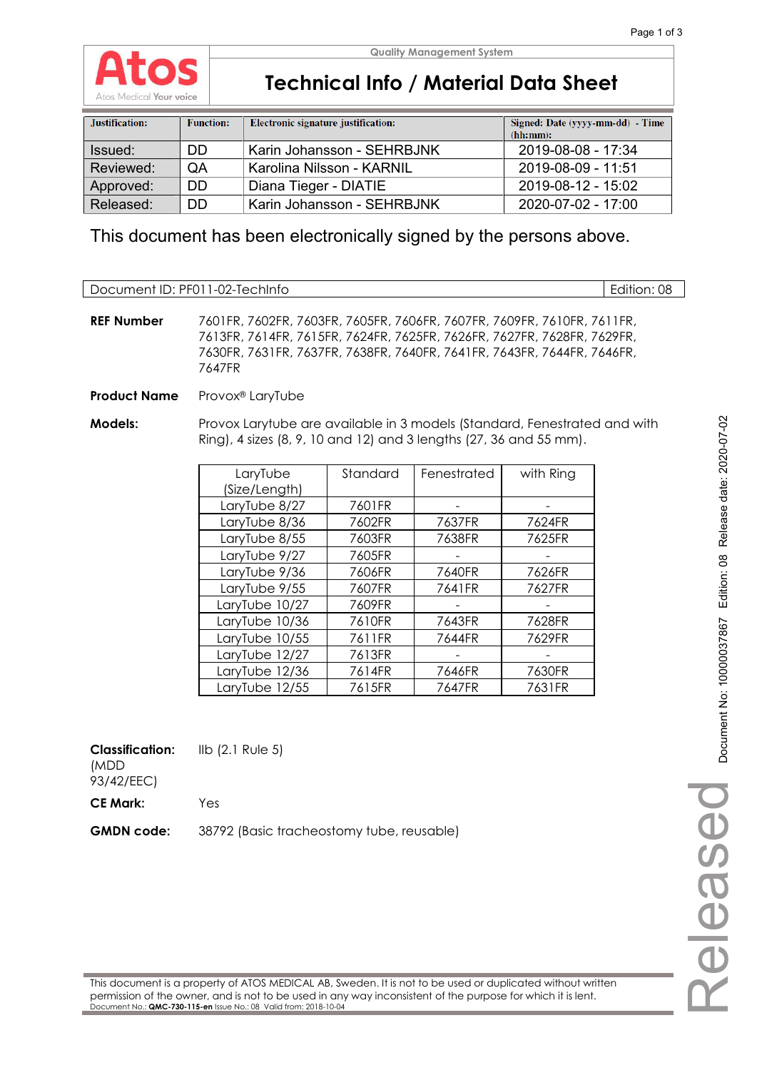**Atos**

Atos Medical Your voice

Quality Management System

# Technical Info / Material Data Sheet

| Justification: | Function: | Electronic signature justification: | Signed: Date (yyyy-mm-dd) - Time (hh:mm): |
|---|---|---|---|
| Issued: | DD | Karin Johansson - SEHRBJNK | 2019-08-08 - 17:34 |
| Reviewed: | QA | Karolina Nilsson - KARNIL | 2019-08-09 - 11:51 |
| Approved: | DD | Diana Tieger - DIATIE | 2019-08-12 - 15:02 |
| Released: | DD | Karin Johansson - SEHRBJNK | 2020-07-02 - 17:00 |

This document has been electronically signed by the persons above.

| Document ID: PF011-02-TechInfo | Edition: 08 |
|---|---|

**REF Number** 7601FR, 7602FR, 7603FR, 7605FR, 7606FR, 7607FR, 7609FR, 7610FR, 7611FR, 7613FR, 7614FR, 7615FR, 7624FR, 7625FR, 7626FR, 7627FR, 7628FR, 7629FR, 7630FR, 7631FR, 7637FR, 7638FR, 7640FR, 7641FR, 7643FR, 7644FR, 7646FR, 7647FR

**Product Name** Provox® LaryTube

**Models:** Provox Larytube are available in 3 models (Standard, Fenestrated and with Ring), 4 sizes (8, 9, 10 and 12) and 3 lengths (27, 36 and 55 mm).

| LaryTube (Size/Length) | Standard | Fenestrated | with Ring |
|---|---|---|---|
| LaryTube 8/27 | 7601FR | - | - |
| LaryTube 8/36 | 7602FR | 7637FR | 7624FR |
| LaryTube 8/55 | 7603FR | 7638FR | 7625FR |
| LaryTube 9/27 | 7605FR | - | - |
| LaryTube 9/36 | 7606FR | 7640FR | 7626FR |
| LaryTube 9/55 | 7607FR | 7641FR | 7627FR |
| LaryTube 10/27 | 7609FR | - | - |
| LaryTube 10/36 | 7610FR | 7643FR | 7628FR |
| LaryTube 10/55 | 7611FR | 7644FR | 7629FR |
| LaryTube 12/27 | 7613FR | - | - |
| LaryTube 12/36 | 7614FR | 7646FR | 7630FR |
| LaryTube 12/55 | 7615FR | 7647FR | 7631FR |

**Classification:** (MDD 93/42/EEC) IIb (2.1 Rule 5)

**CE Mark:** Yes

**GMDN code:** 38792 (Basic tracheostomy tube, reusable)

Document No: 10000037867 Edition: 08 Release date: 2020-07-02

Released

This document is a property of ATOS MEDICAL AB, Sweden. It is not to be used or duplicated without written permission of the owner, and is not to be used in any way inconsistent of the purpose for which it is lent.
Document No.: **QMC-730-115-en** Issue No.: 08 Valid from: 2018-10-04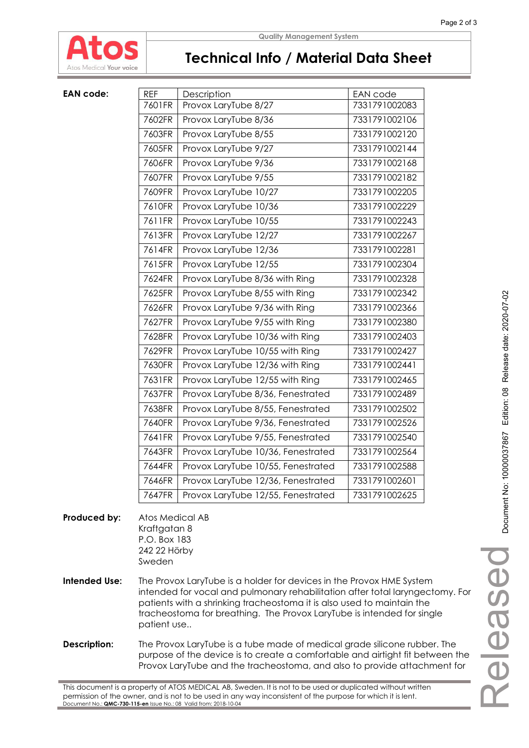**EAN code:**

| REF | Description | EAN code |
|---|---|---|
| 7601FR | Provox LaryTube 8/27 | 7331791002083 |
| 7602FR | Provox LaryTube 8/36 | 7331791002106 |
| 7603FR | Provox LaryTube 8/55 | 7331791002120 |
| 7605FR | Provox LaryTube 9/27 | 7331791002144 |
| 7606FR | Provox LaryTube 9/36 | 7331791002168 |
| 7607FR | Provox LaryTube 9/55 | 7331791002182 |
| 7609FR | Provox LaryTube 10/27 | 7331791002205 |
| 7610FR | Provox LaryTube 10/36 | 7331791002229 |
| 7611FR | Provox LaryTube 10/55 | 7331791002243 |
| 7613FR | Provox LaryTube 12/27 | 7331791002267 |
| 7614FR | Provox LaryTube 12/36 | 7331791002281 |
| 7615FR | Provox LaryTube 12/55 | 7331791002304 |
| 7624FR | Provox LaryTube 8/36 with Ring | 7331791002328 |
| 7625FR | Provox LaryTube 8/55 with Ring | 7331791002342 |
| 7626FR | Provox LaryTube 9/36 with Ring | 7331791002366 |
| 7627FR | Provox LaryTube 9/55 with Ring | 7331791002380 |
| 7628FR | Provox LaryTube 10/36 with Ring | 7331791002403 |
| 7629FR | Provox LaryTube 10/55 with Ring | 7331791002427 |
| 7630FR | Provox LaryTube 12/36 with Ring | 7331791002441 |
| 7631FR | Provox LaryTube 12/55 with Ring | 7331791002465 |
| 7637FR | Provox LaryTube 8/36, Fenestrated | 7331791002489 |
| 7638FR | Provox LaryTube 8/55, Fenestrated | 7331791002502 |
| 7640FR | Provox LaryTube 9/36, Fenestrated | 7331791002526 |
| 7641FR | Provox LaryTube 9/55, Fenestrated | 7331791002540 |
| 7643FR | Provox LaryTube 10/36, Fenestrated | 7331791002564 |
| 7644FR | Provox LaryTube 10/55, Fenestrated | 7331791002588 |
| 7646FR | Provox LaryTube 12/36, Fenestrated | 7331791002601 |
| 7647FR | Provox LaryTube 12/55, Fenestrated | 7331791002625 |

**Produced by:**

Atos Medical AB
Kraftgatan 8
P.O. Box 183
242 22 Hörby
Sweden

**Intended Use:**

The Provox LaryTube is a holder for devices in the Provox HME System intended for vocal and pulmonary rehabilitation after total laryngectomy. For patients with a shrinking tracheostoma it is also used to maintain the tracheostoma for breathing. The Provox LaryTube is intended for single patient use..

**Description:**

The Provox LaryTube is a tube made of medical grade silicone rubber. The purpose of the device is to create a comfortable and airtight fit between the Provox LaryTube and the tracheostoma, and also to provide attachment for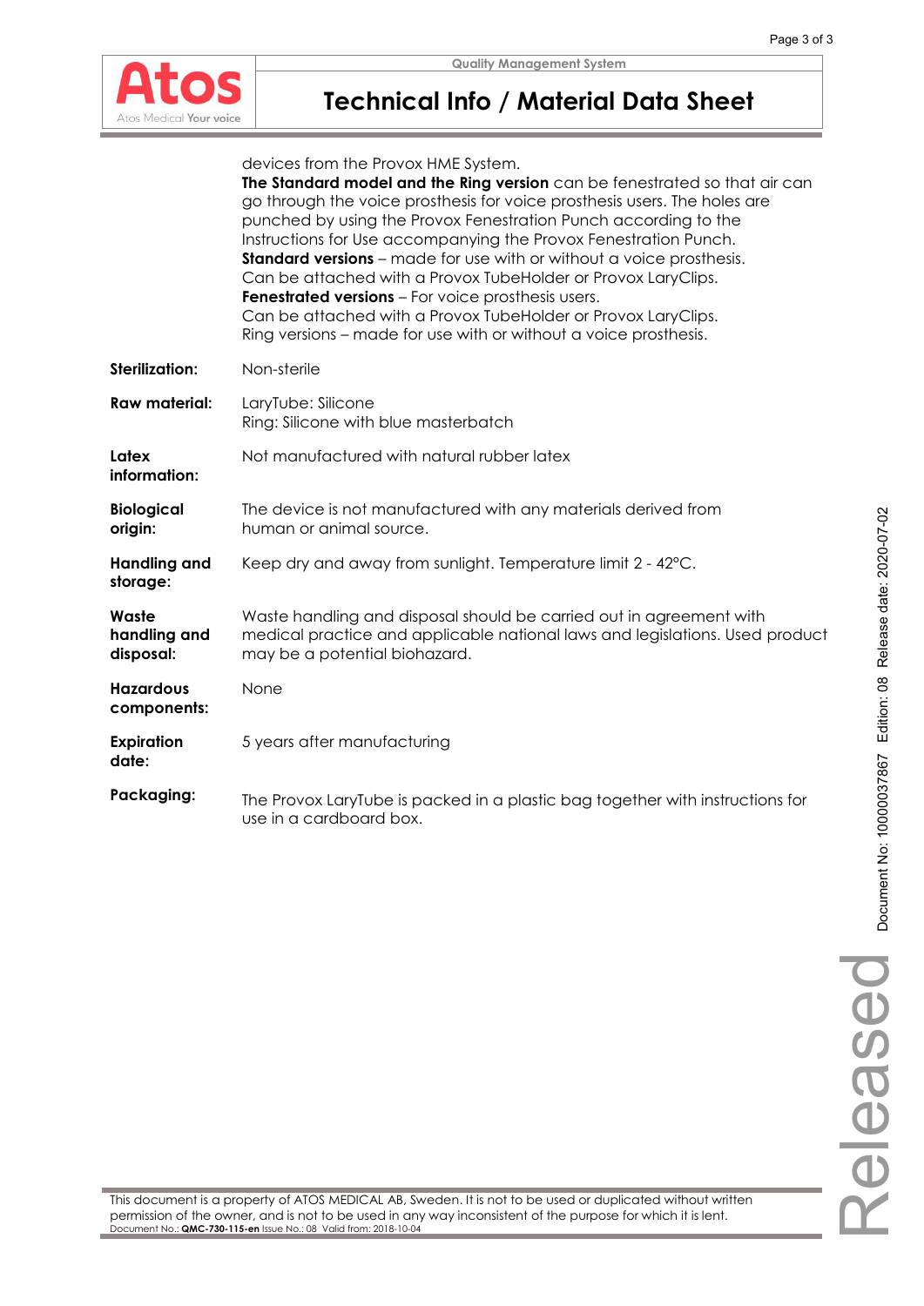devices from the Provox HME System.
**The Standard model and the Ring version** can be fenestrated so that air can go through the voice prosthesis for voice prosthesis users. The holes are punched by using the Provox Fenestration Punch according to the Instructions for Use accompanying the Provox Fenestration Punch.
**Standard versions** – made for use with or without a voice prosthesis. Can be attached with a Provox TubeHolder or Provox LaryClips.
**Fenestrated versions** – For voice prosthesis users. Can be attached with a Provox TubeHolder or Provox LaryClips.
Ring versions – made for use with or without a voice prosthesis.

| | |
|---|---|
| **Sterilization:** | Non-sterile |
| **Raw material:** | LaryTube: Silicone<br>Ring: Silicone with blue masterbatch |
| **Latex information:** | Not manufactured with natural rubber latex |
| **Biological origin:** | The device is not manufactured with any materials derived from human or animal source. |
| **Handling and storage:** | Keep dry and away from sunlight. Temperature limit 2 - 42°C. |
| **Waste handling and disposal:** | Waste handling and disposal should be carried out in agreement with medical practice and applicable national laws and legislations. Used product may be a potential biohazard. |
| **Hazardous components:** | None |
| **Expiration date:** | 5 years after manufacturing |
| **Packaging:** | The Provox LaryTube is packed in a plastic bag together with instructions for use in a cardboard box. |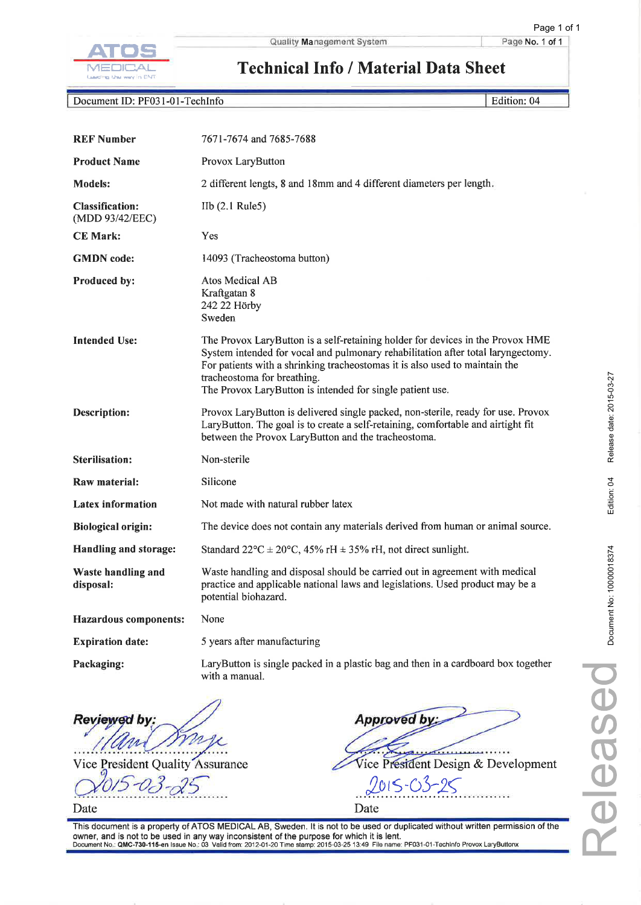ATOS MEDICAL

Quality Management System | Page No. 1 of 1

# Technical Info / Material Data Sheet

| Document ID: PF031-01-TechInfo | Edition: 04 |
|---|---|

| | |
|---|---|
| **REF Number** | 7671-7674 and 7685-7688 |
| **Product Name** | Provox LaryButton |
| **Models:** | 2 different lengts, 8 and 18mm and 4 different diameters per length. |
| **Classification:** (MDD 93/42/EEC) | IIb (2.1 Rule5) |
| **CE Mark:** | Yes |
| **GMDN code:** | 14093 (Tracheostoma button) |
| **Produced by:** | Atos Medical AB<br>Kraftgatan 8<br>242 22 Hörby<br>Sweden |
| **Intended Use:** | The Provox LaryButton is a self-retaining holder for devices in the Provox HME System intended for vocal and pulmonary rehabilitation after total laryngectomy. For patients with a shrinking tracheostomas it is also used to maintain the tracheostoma for breathing.<br>The Provox LaryButton is intended for single patient use. |
| **Description:** | Provox LaryButton is delivered single packed, non-sterile, ready for use. Provox LaryButton. The goal is to create a self-retaining, comfortable and airtight fit between the Provox LaryButton and the tracheostoma. |
| **Sterilisation:** | Non-sterile |
| **Raw material:** | Silicone |
| **Latex information** | Not made with natural rubber latex |
| **Biological origin:** | The device does not contain any materials derived from human or animal source. |
| **Handling and storage:** | Standard 22°C ± 20°C, 45% rH ± 35% rH, not direct sunlight. |
| **Waste handling and disposal:** | Waste handling and disposal should be carried out in agreement with medical practice and applicable national laws and legislations. Used product may be a potential biohazard. |
| **Hazardous components:** | None |
| **Expiration date:** | 5 years after manufacturing |
| **Packaging:** | LaryButton is single packed in a plastic bag and then in a cardboard box together with a manual. |

***Reviewed by:***

Vice President Quality Assurance

2015-03-25

Date

***Approved by:***

Vice President Design & Development

2015-03-25

Date

This document is a property of ATOS MEDICAL AB, Sweden. It is not to be used or duplicated without written permission of the owner, and is not to be used in any way inconsistent of the purpose for which it is lent.

Document No.: **QMC-730-115-en** Issue No.: 03 Valid from: 2012-01-20 Time stamp: 2015-03-25 13:49 File name: PF031-01-TechInfo Provox LaryButtonx

Document No: 1000018374 Edition: 04 Release date: 2015-03-27

Released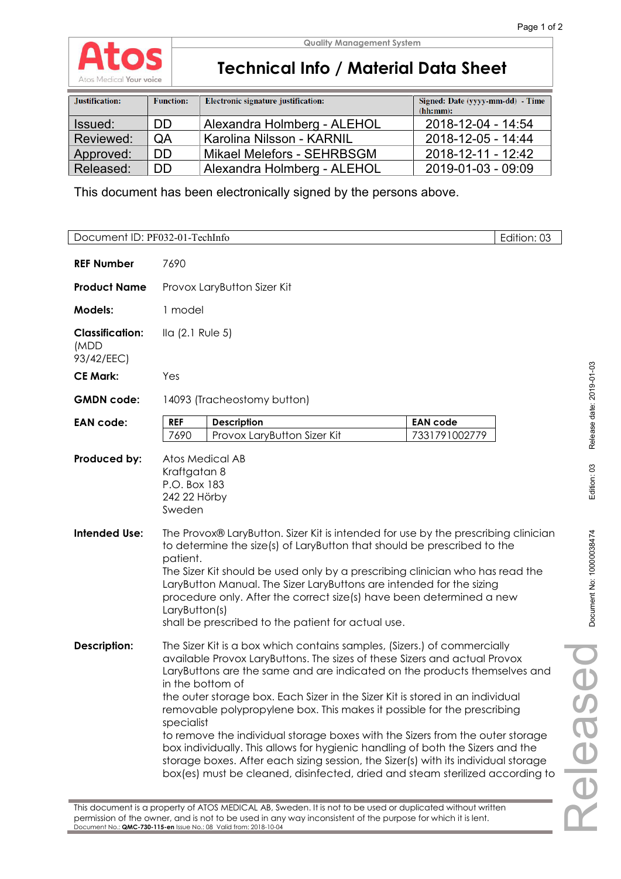**Atos**
Atos Medical Your voice

Quality Management System

# Technical Info / Material Data Sheet

| Justification: | Function: | Electronic signature justification: | Signed: Date (yyyy-mm-dd) - Time (hh:mm): |
|---|---|---|---|
| Issued: | DD | Alexandra Holmberg - ALEHOL | 2018-12-04 - 14:54 |
| Reviewed: | QA | Karolina Nilsson - KARNIL | 2018-12-05 - 14:44 |
| Approved: | DD | Mikael Melefors - SEHRBSGM | 2018-12-11 - 12:42 |
| Released: | DD | Alexandra Holmberg - ALEHOL | 2019-01-03 - 09:09 |

This document has been electronically signed by the persons above.

| Document ID: PF032-01-TechInfo | Edition: 03 |
|---|---|

**REF Number** 7690

**Product Name** Provox LaryButton Sizer Kit

**Models:** 1 model

**Classification:** (MDD 93/42/EEC) IIa (2.1 Rule 5)

**CE Mark:** Yes

**GMDN code:** 14093 (Tracheostomy button)

**EAN code:**

| REF | Description | EAN code |
|---|---|---|
| 7690 | Provox LaryButton Sizer Kit | 7331791002779 |

**Produced by:**
Atos Medical AB
Kraftgatan 8
P.O. Box 183
242 22 Hörby
Sweden

**Intended Use:** The Provox® LaryButton. Sizer Kit is intended for use by the prescribing clinician to determine the size(s) of LaryButton that should be prescribed to the patient.
The Sizer Kit should be used only by a prescribing clinician who has read the LaryButton Manual. The Sizer LaryButtons are intended for the sizing procedure only. After the correct size(s) have been determined a new LaryButton(s)
shall be prescribed to the patient for actual use.

**Description:** The Sizer Kit is a box which contains samples, (Sizers.) of commercially available Provox LaryButtons. The sizes of these Sizers and actual Provox LaryButtons are the same and are indicated on the products themselves and in the bottom of
the outer storage box. Each Sizer in the Sizer Kit is stored in an individual removable polypropylene box. This makes it possible for the prescribing specialist
to remove the individual storage boxes with the Sizers from the outer storage box individually. This allows for hygienic handling of both the Sizers and the storage boxes. After each sizing session, the Sizer(s) with its individual storage box(es) must be cleaned, disinfected, dried and steam sterilized according to

This document is a property of ATOS MEDICAL AB, Sweden. It is not to be used or duplicated without written permission of the owner, and is not to be used in any way inconsistent of the purpose for which it is lent.
Document No.: **QMC-730-115-en** Issue No.: 08 Valid from: 2018-10-04

Document No: 10000038474 Edition: 03 Release date: 2019-01-03

Released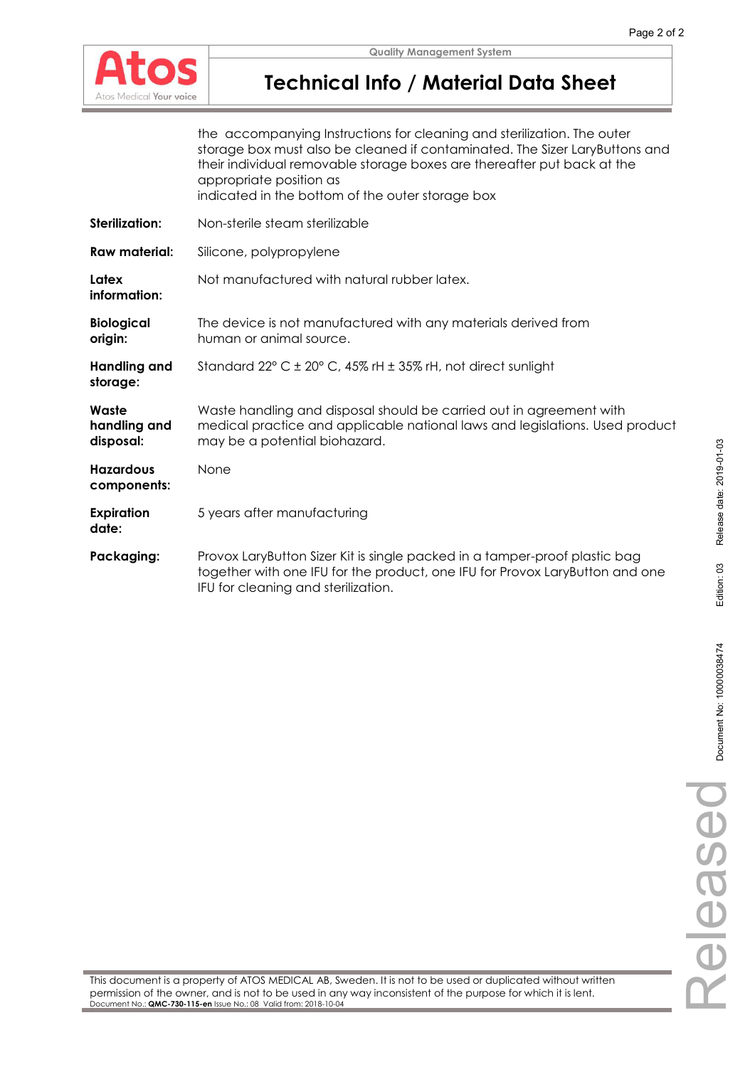the accompanying Instructions for cleaning and sterilization. The outer storage box must also be cleaned if contaminated. The Sizer LaryButtons and their individual removable storage boxes are thereafter put back at the appropriate position as
indicated in the bottom of the outer storage box

**Sterilization:** Non-sterile steam sterilizable

**Raw material:** Silicone, polypropylene

**Latex information:** Not manufactured with natural rubber latex.

**Biological origin:** The device is not manufactured with any materials derived from human or animal source.

**Handling and storage:** Standard 22° C ± 20° C, 45% rH ± 35% rH, not direct sunlight

**Waste handling and disposal:** Waste handling and disposal should be carried out in agreement with medical practice and applicable national laws and legislations. Used product may be a potential biohazard.

**Hazardous components:** None

**Expiration date:** 5 years after manufacturing

**Packaging:** Provox LaryButton Sizer Kit is single packed in a tamper-proof plastic bag together with one IFU for the product, one IFU for Provox LaryButton and one IFU for cleaning and sterilization.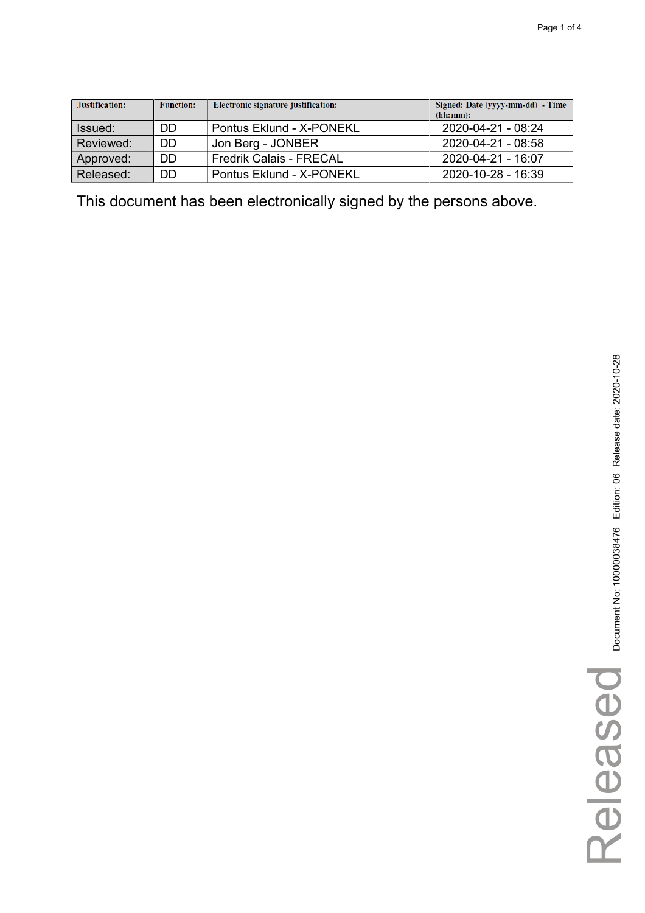| Justification: | Function: | Electronic signature justification: | Signed: Date (yyyy-mm-dd) - Time (hh:mm): |
|---|---|---|---|
| Issued: | DD | Pontus Eklund - X-PONEKL | 2020-04-21 - 08:24 |
| Reviewed: | DD | Jon Berg - JONBER | 2020-04-21 - 08:58 |
| Approved: | DD | Fredrik Calais - FRECAL | 2020-04-21 - 16:07 |
| Released: | DD | Pontus Eklund - X-PONEKL | 2020-10-28 - 16:39 |

This document has been electronically signed by the persons above.

Document No: 10000038476 Edition: 06 Release date: 2020-10-28

Released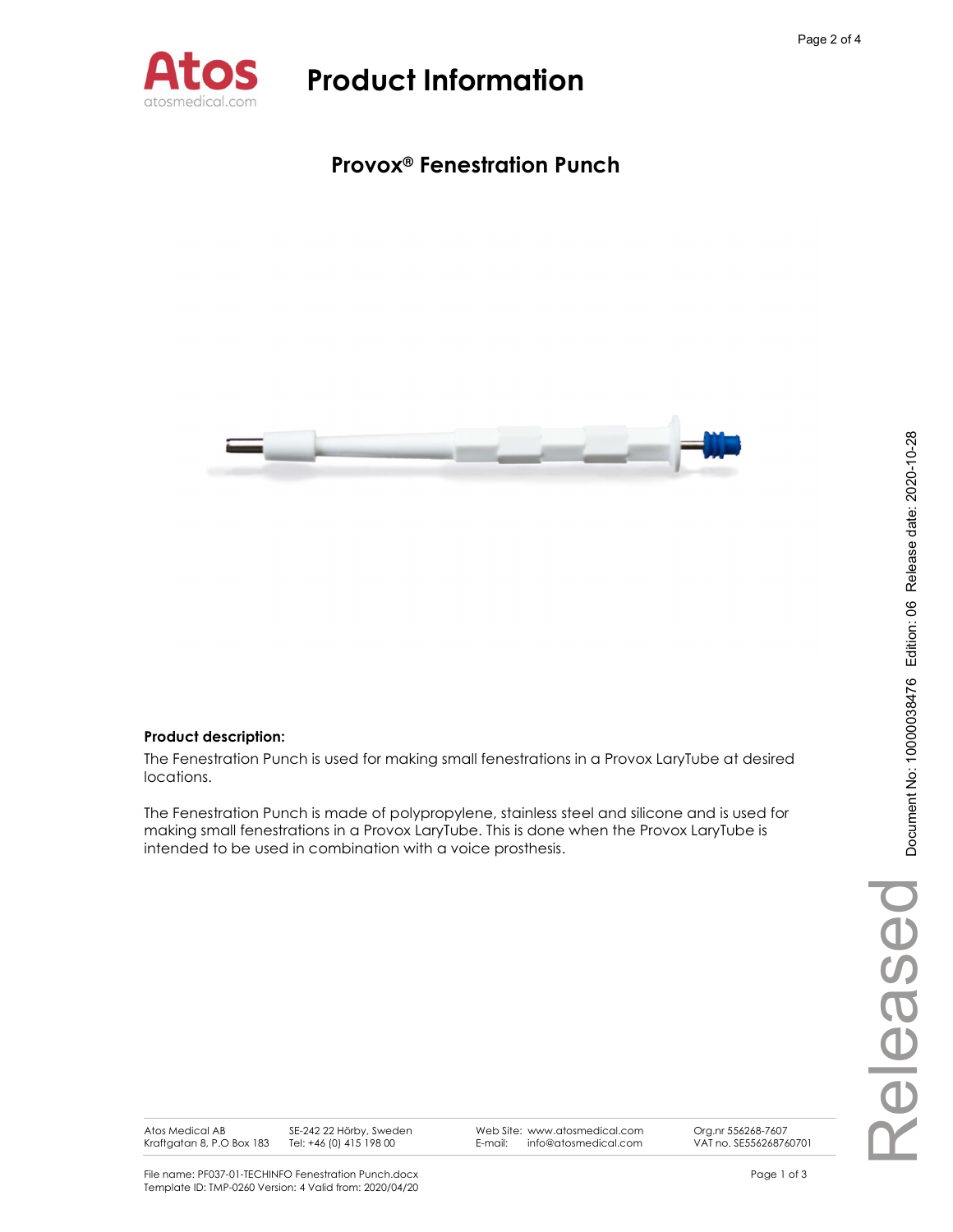# Product Information

## Provox® Fenestration Punch

**Product description:**

The Fenestration Punch is used for making small fenestrations in a Provox LaryTube at desired locations.

The Fenestration Punch is made of polypropylene, stainless steel and silicone and is used for making small fenestrations in a Provox LaryTube. This is done when the Provox LaryTube is intended to be used in combination with a voice prosthesis.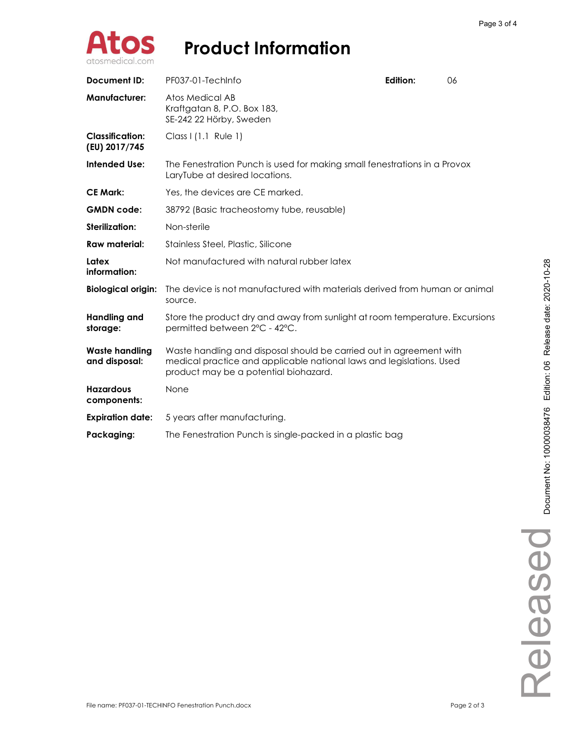# Product Information

| | | | |
|---|---|---|---|
| **Document ID:** | PF037-01-TechInfo | **Edition:** | 06 |
| **Manufacturer:** | Atos Medical AB<br>Kraftgatan 8, P.O. Box 183,<br>SE-242 22 Hörby, Sweden | | |
| **Classification: (EU) 2017/745** | Class I (1.1 Rule 1) | | |
| **Intended Use:** | The Fenestration Punch is used for making small fenestrations in a Provox LaryTube at desired locations. | | |
| **CE Mark:** | Yes, the devices are CE marked. | | |
| **GMDN code:** | 38792 (Basic tracheostomy tube, reusable) | | |
| **Sterilization:** | Non-sterile | | |
| **Raw material:** | Stainless Steel, Plastic, Silicone | | |
| **Latex information:** | Not manufactured with natural rubber latex | | |
| **Biological origin:** | The device is not manufactured with materials derived from human or animal source. | | |
| **Handling and storage:** | Store the product dry and away from sunlight at room temperature. Excursions permitted between 2°C - 42°C. | | |
| **Waste handling and disposal:** | Waste handling and disposal should be carried out in agreement with medical practice and applicable national laws and legislations. Used product may be a potential biohazard. | | |
| **Hazardous components:** | None | | |
| **Expiration date:** | 5 years after manufacturing. | | |
| **Packaging:** | The Fenestration Punch is single-packed in a plastic bag | | |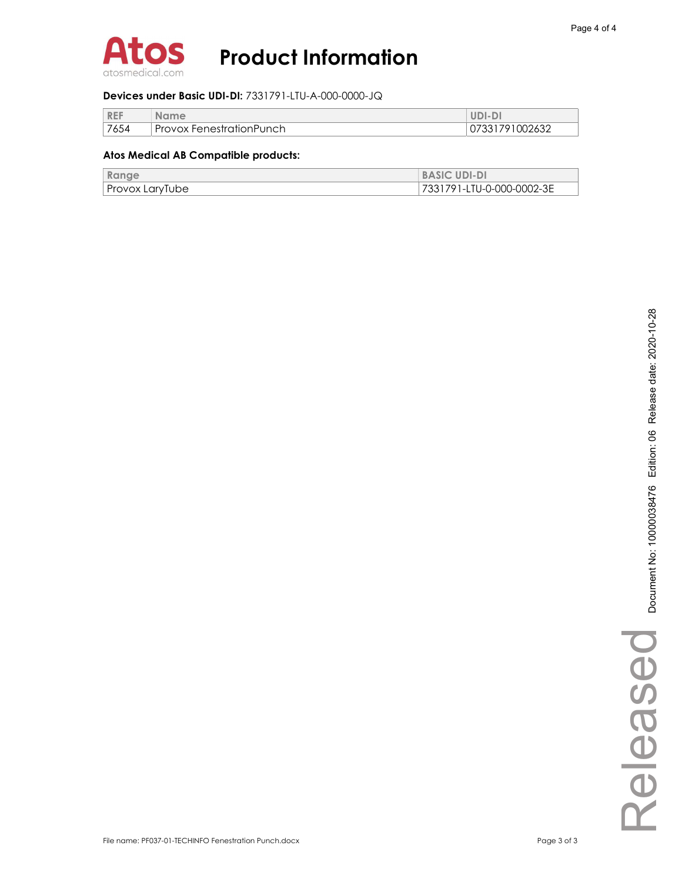# Product Information

**Devices under Basic UDI-DI:** 7331791-LTU-A-000-0000-JQ

| REF | Name | UDI-DI |
| --- | --- | --- |
| 7654 | Provox FenestrationPunch | 07331791002632 |

**Atos Medical AB Compatible products:**

| Range | BASIC UDI-DI |
| --- | --- |
| Provox LaryTube | 7331791-LTU-0-000-0002-3E |

Released Document No: 10000038476 Edition: 06 Release date: 2020-10-28

File name: PF037-01-TECHINFO Fenestration Punch.docx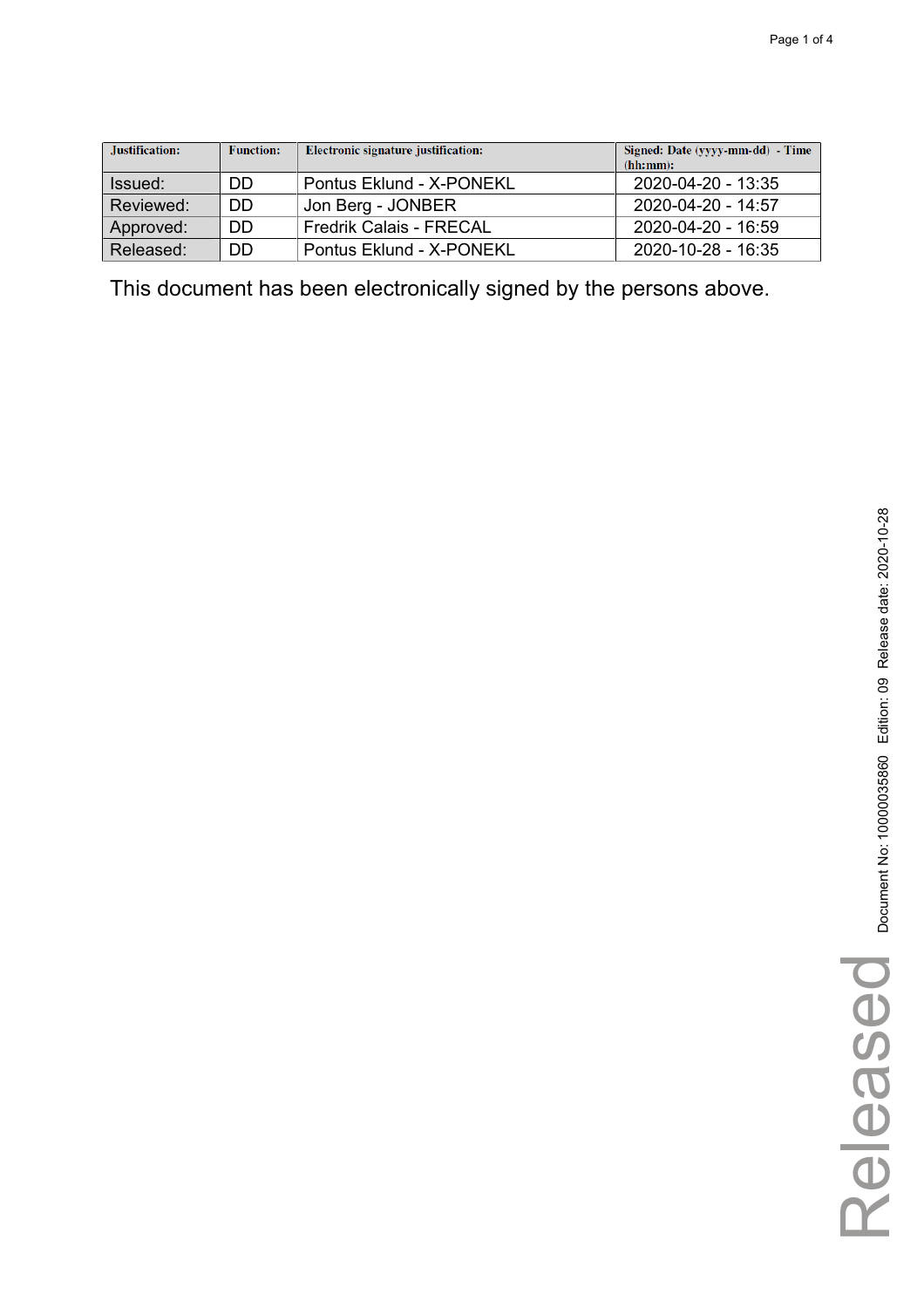| Justification: | Function: | Electronic signature justification: | Signed: Date (yyyy-mm-dd) - Time (hh:mm): |
|---|---|---|---|
| Issued: | DD | Pontus Eklund - X-PONEKL | 2020-04-20 - 13:35 |
| Reviewed: | DD | Jon Berg - JONBER | 2020-04-20 - 14:57 |
| Approved: | DD | Fredrik Calais - FRECAL | 2020-04-20 - 16:59 |
| Released: | DD | Pontus Eklund - X-PONEKL | 2020-10-28 - 16:35 |

This document has been electronically signed by the persons above.

Released

Document No: 10000035860 Edition: 09 Release date: 2020-10-28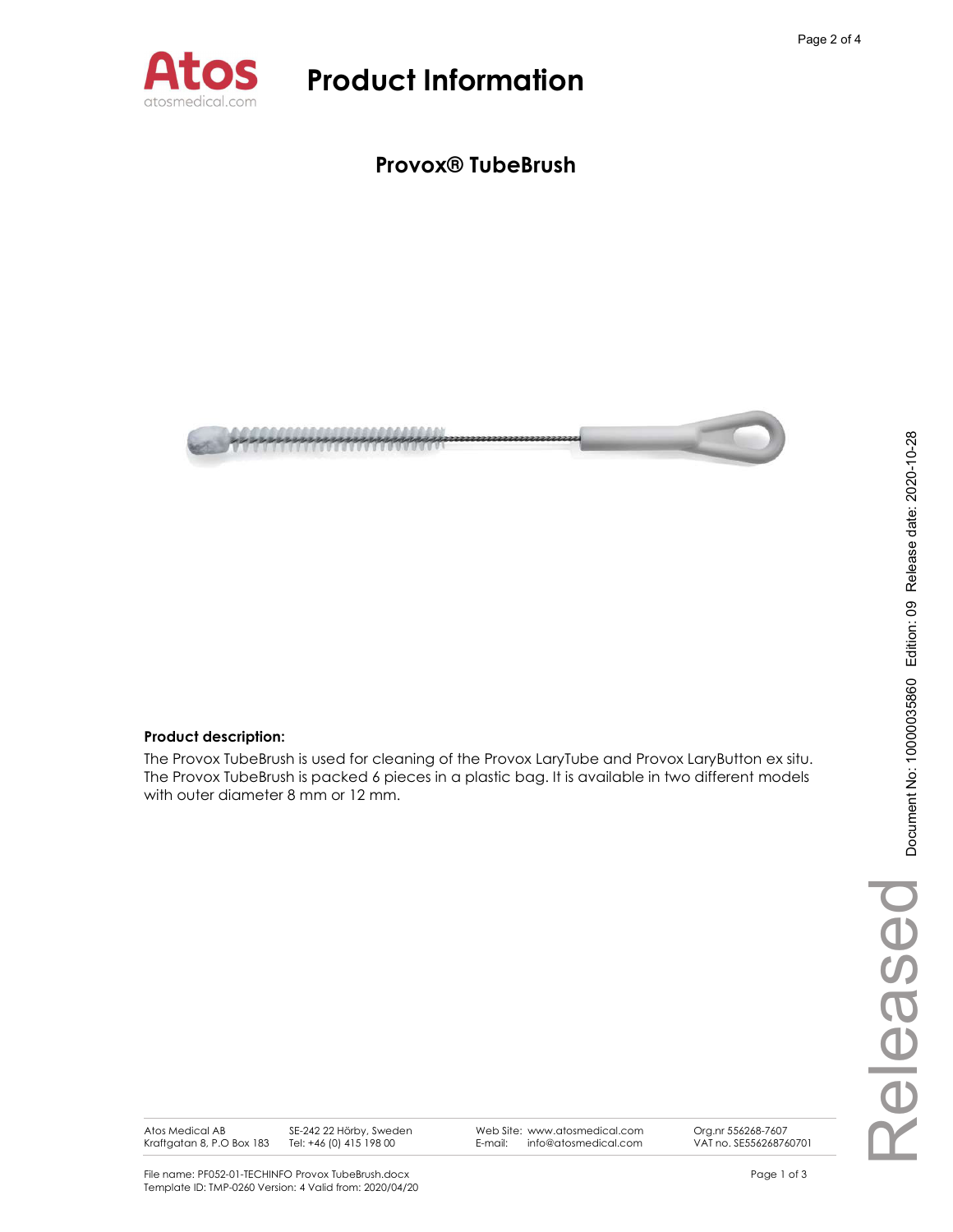# Product Information

## Provox® TubeBrush

**Product description:**

The Provox TubeBrush is used for cleaning of the Provox LaryTube and Provox LaryButton ex situ. The Provox TubeBrush is packed 6 pieces in a plastic bag. It is available in two different models with outer diameter 8 mm or 12 mm.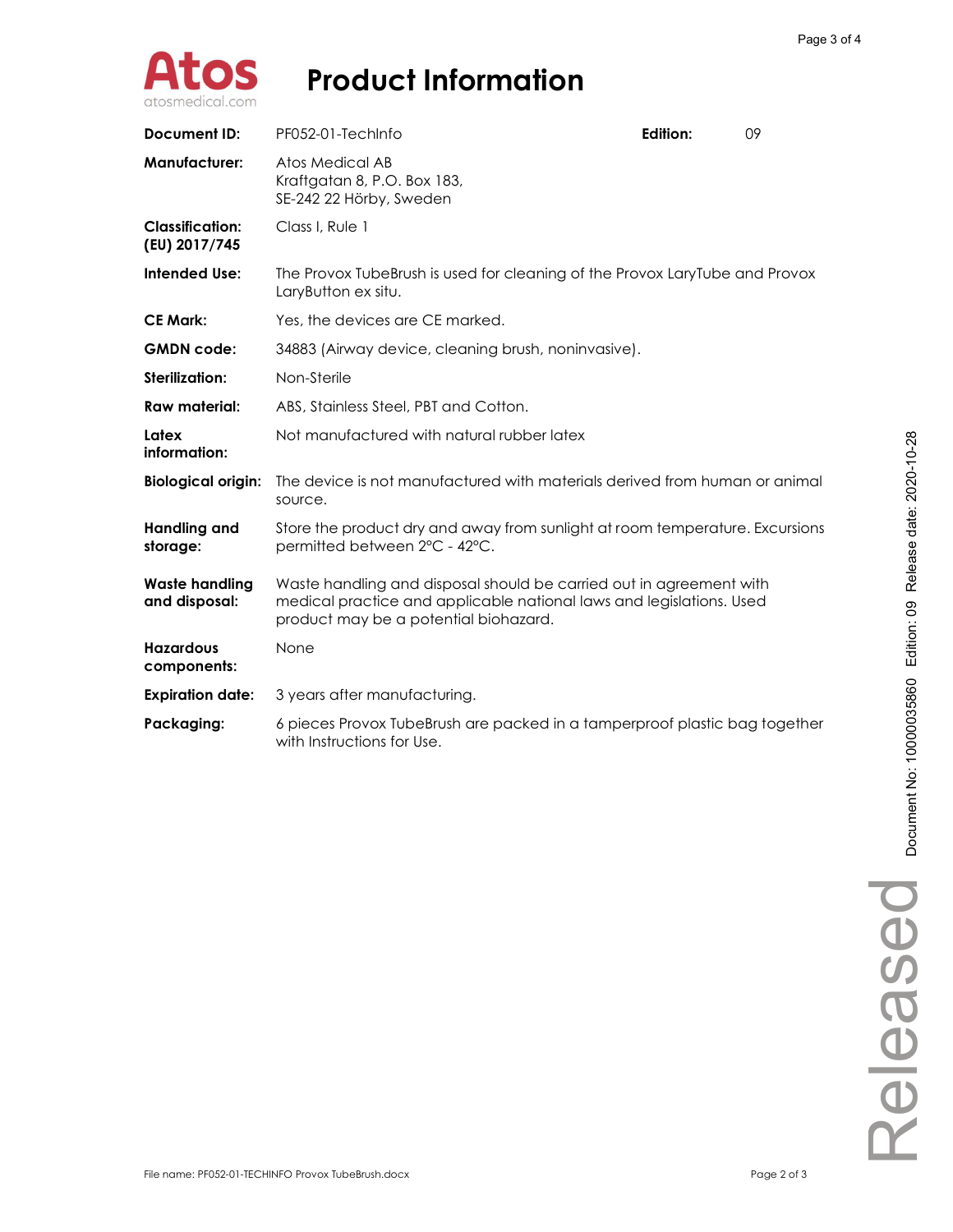# Product Information

| | | | |
|---|---|---|---|
| **Document ID:** | PF052-01-TechInfo | **Edition:** | 09 |
| **Manufacturer:** | Atos Medical AB<br>Kraftgatan 8, P.O. Box 183,<br>SE-242 22 Hörby, Sweden | | |
| **Classification: (EU) 2017/745** | Class I, Rule 1 | | |
| **Intended Use:** | The Provox TubeBrush is used for cleaning of the Provox LaryTube and Provox LaryButton ex situ. | | |
| **CE Mark:** | Yes, the devices are CE marked. | | |
| **GMDN code:** | 34883 (Airway device, cleaning brush, noninvasive). | | |
| **Sterilization:** | Non-Sterile | | |
| **Raw material:** | ABS, Stainless Steel, PBT and Cotton. | | |
| **Latex information:** | Not manufactured with natural rubber latex | | |
| **Biological origin:** | The device is not manufactured with materials derived from human or animal source. | | |
| **Handling and storage:** | Store the product dry and away from sunlight at room temperature. Excursions permitted between 2°C - 42°C. | | |
| **Waste handling and disposal:** | Waste handling and disposal should be carried out in agreement with medical practice and applicable national laws and legislations. Used product may be a potential biohazard. | | |
| **Hazardous components:** | None | | |
| **Expiration date:** | 3 years after manufacturing. | | |
| **Packaging:** | 6 pieces Provox TubeBrush are packed in a tamperproof plastic bag together with Instructions for Use. | | |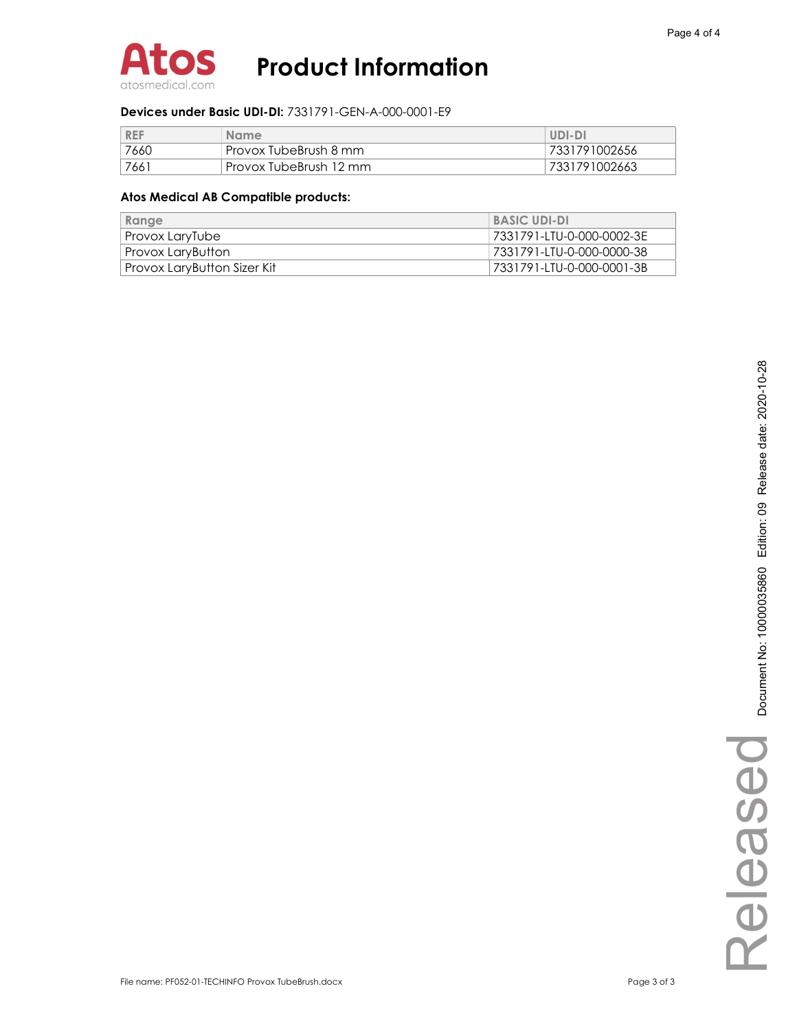# Product Information

**Devices under Basic UDI-DI:** 7331791-GEN-A-000-0001-E9

| REF | Name | UDI-DI |
|---|---|---|
| 7660 | Provox TubeBrush 8 mm | 7331791002656 |
| 7661 | Provox TubeBrush 12 mm | 7331791002663 |

**Atos Medical AB Compatible products:**

| Range | BASIC UDI-DI |
|---|---|
| Provox LaryTube | 7331791-LTU-0-000-0002-3E |
| Provox LaryButton | 7331791-LTU-0-000-0000-38 |
| Provox LaryButton Sizer Kit | 7331791-LTU-0-000-0001-3B |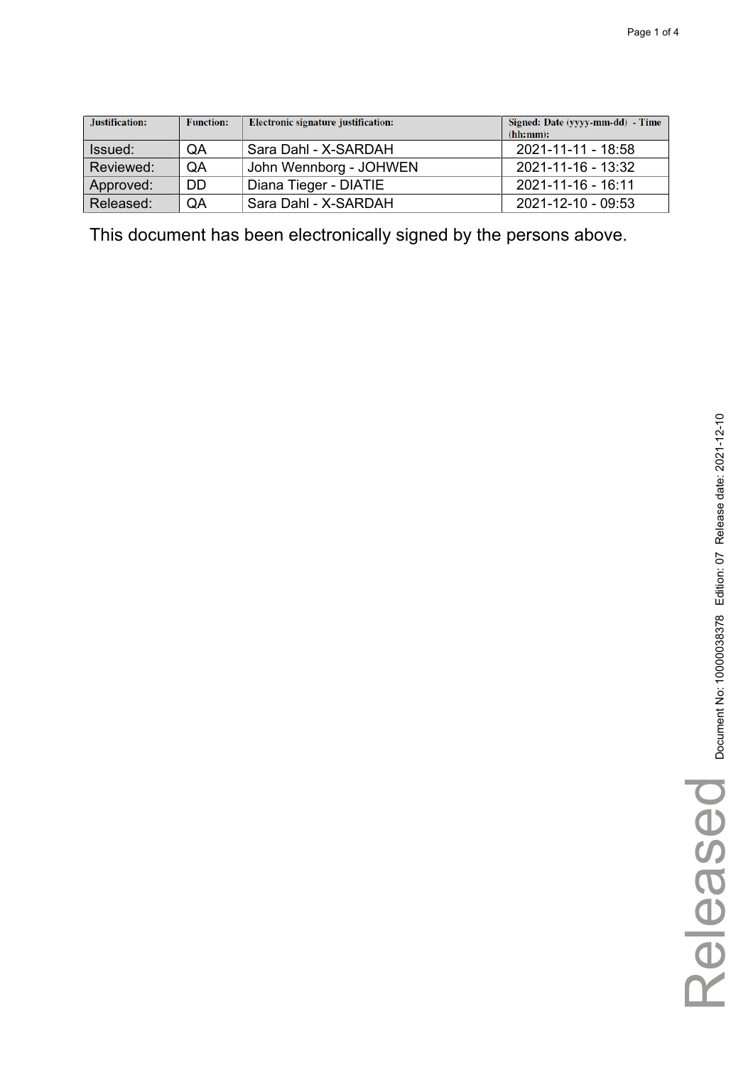| Justification: | Function: | Electronic signature justification: | Signed: Date (yyyy-mm-dd) - Time (hh:mm): |
| --- | --- | --- | --- |
| Issued: | QA | Sara Dahl - X-SARDAH | 2021-11-11 - 18:58 |
| Reviewed: | QA | John Wennborg - JOHWEN | 2021-11-16 - 13:32 |
| Approved: | DD | Diana Tieger - DIATIE | 2021-11-16 - 16:11 |
| Released: | QA | Sara Dahl - X-SARDAH | 2021-12-10 - 09:53 |

This document has been electronically signed by the persons above.

Document No: 10000038378 Edition: 07 Release date: 2021-12-10

Released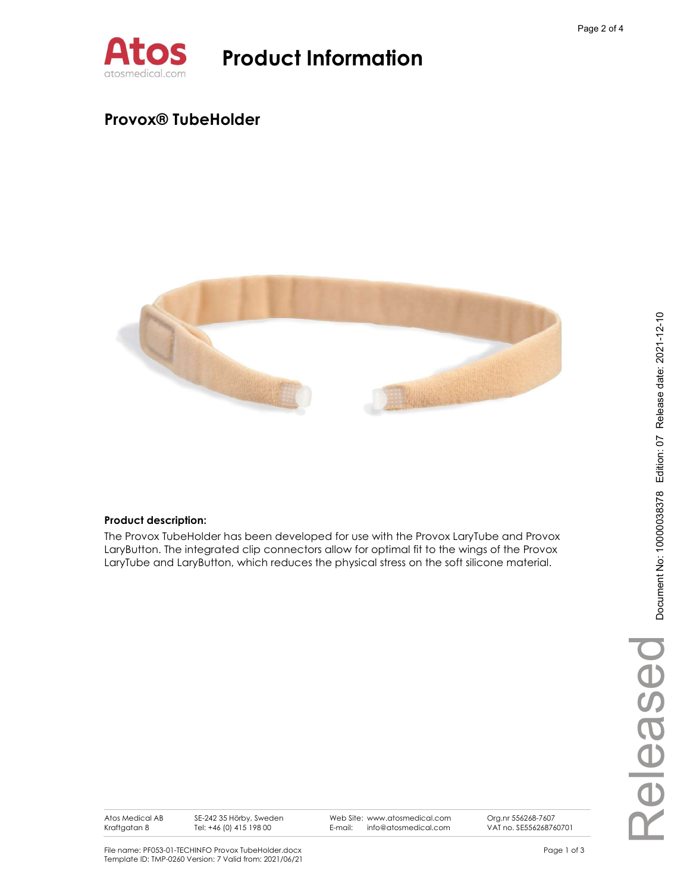# Product Information

## Provox® TubeHolder

**Product description:**

The Provox TubeHolder has been developed for use with the Provox LaryTube and Provox LaryButton. The integrated clip connectors allow for optimal fit to the wings of the Provox LaryTube and LaryButton, which reduces the physical stress on the soft silicone material.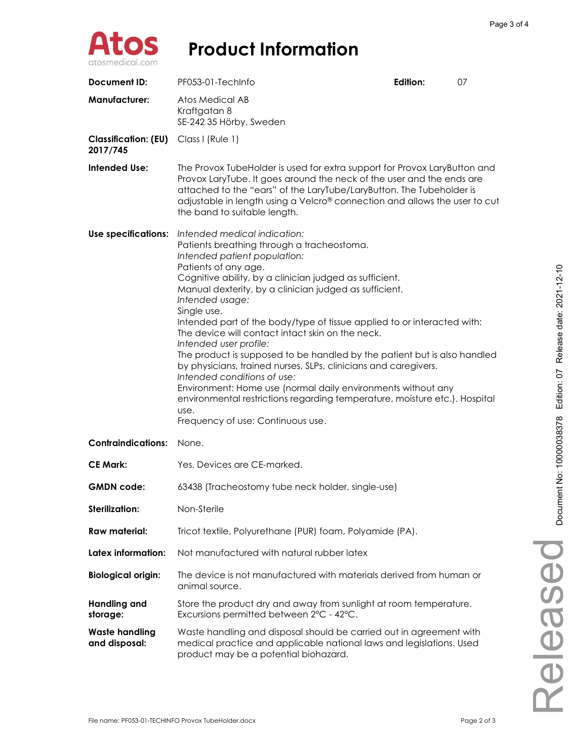# Product Information

| | | | |
|---|---|---|---|
| **Document ID:** | PF053-01-TechInfo | **Edition:** | 07 |
| **Manufacturer:** | Atos Medical AB<br>Kraftgatan 8<br>SE-242 35 Hörby, Sweden | | |
| **Classification: (EU) 2017/745** | Class I (Rule 1) | | |
| **Intended Use:** | The Provox TubeHolder is used for extra support for Provox LaryButton and Provox LaryTube. It goes around the neck of the user and the ends are attached to the "ears" of the LaryTube/LaryButton. The Tubeholder is adjustable in length using a Velcro® connection and allows the user to cut the band to suitable length. | | |
| **Use specifications:** | *Intended medical indication:*<br>Patients breathing through a tracheostoma.<br>*Intended patient population:*<br>Patients of any age.<br>Cognitive ability, by a clinician judged as sufficient.<br>Manual dexterity, by a clinician judged as sufficient.<br>*Intended usage:*<br>Single use.<br>Intended part of the body/type of tissue applied to or interacted with:<br>The device will contact intact skin on the neck.<br>*Intended user profile:*<br>The product is supposed to be handled by the patient but is also handled by physicians, trained nurses, SLPs, clinicians and caregivers.<br>*Intended conditions of use:*<br>Environment: Home use (normal daily environments without any environmental restrictions regarding temperature, moisture etc.). Hospital use.<br>Frequency of use: Continuous use. | | |
| **Contraindications:** | None. | | |
| **CE Mark:** | Yes. Devices are CE-marked. | | |
| **GMDN code:** | 63438 (Tracheostomy tube neck holder, single-use) | | |
| **Sterilization:** | Non-Sterile | | |
| **Raw material:** | Tricot textile, Polyurethane (PUR) foam, Polyamide (PA). | | |
| **Latex information:** | Not manufactured with natural rubber latex | | |
| **Biological origin:** | The device is not manufactured with materials derived from human or animal source. | | |
| **Handling and storage:** | Store the product dry and away from sunlight at room temperature. Excursions permitted between 2°C - 42°C. | | |
| **Waste handling and disposal:** | Waste handling and disposal should be carried out in agreement with medical practice and applicable national laws and legislations. Used product may be a potential biohazard. | | |

File name: PF053-01-TECHINFO Provox TubeHolder.docx

Document No: 10000038378 Edition: 07 Release date: 2021-12-10

Released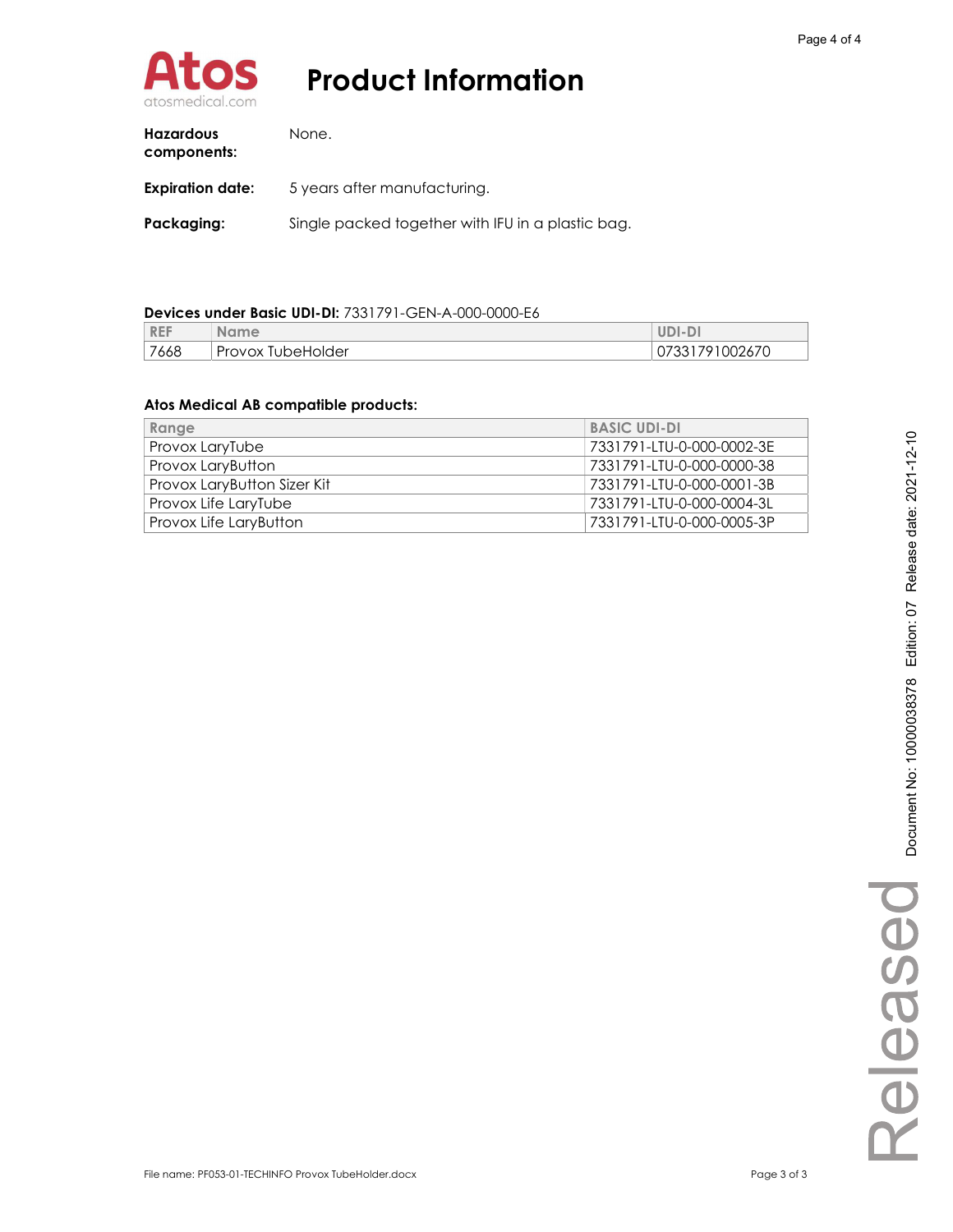# Product Information

**Hazardous components:** None.

**Expiration date:** 5 years after manufacturing.

**Packaging:** Single packed together with IFU in a plastic bag.

**Devices under Basic UDI-DI:** 7331791-GEN-A-000-0000-E6

| REF | Name | UDI-DI |
|---|---|---|
| 7668 | Provox TubeHolder | 07331791002670 |

**Atos Medical AB compatible products:**

| Range | BASIC UDI-DI |
|---|---|
| Provox LaryTube | 7331791-LTU-0-000-0002-3E |
| Provox LaryButton | 7331791-LTU-0-000-0000-38 |
| Provox LaryButton Sizer Kit | 7331791-LTU-0-000-0001-3B |
| Provox Life LaryTube | 7331791-LTU-0-000-0004-3L |
| Provox Life LaryButton | 7331791-LTU-0-000-0005-3P |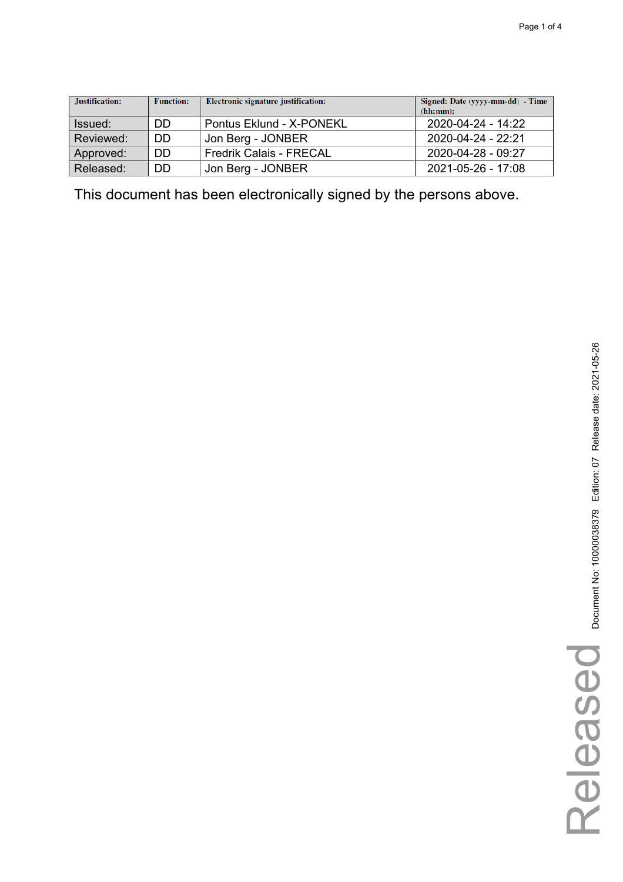| Justification: | Function: | Electronic signature justification: | Signed: Date (yyyy-mm-dd) - Time (hh:mm): |
|---|---|---|---|
| Issued: | DD | Pontus Eklund - X-PONEKL | 2020-04-24 - 14:22 |
| Reviewed: | DD | Jon Berg - JONBER | 2020-04-24 - 22:21 |
| Approved: | DD | Fredrik Calais - FRECAL | 2020-04-28 - 09:27 |
| Released: | DD | Jon Berg - JONBER | 2021-05-26 - 17:08 |

This document has been electronically signed by the persons above.

Released

Document No: 10000038379 Edition: 07 Release date: 2021-05-26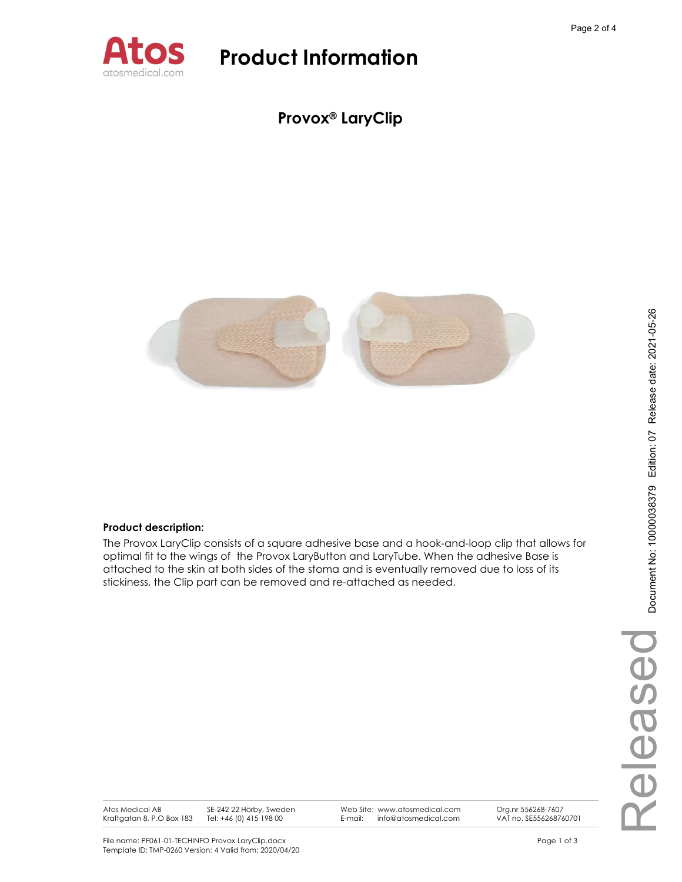# Product Information

## Provox® LaryClip

**Product description:**

The Provox LaryClip consists of a square adhesive base and a hook-and-loop clip that allows for optimal fit to the wings of the Provox LaryButton and LaryTube. When the adhesive Base is attached to the skin at both sides of the stoma and is eventually removed due to loss of its stickiness, the Clip part can be removed and re-attached as needed.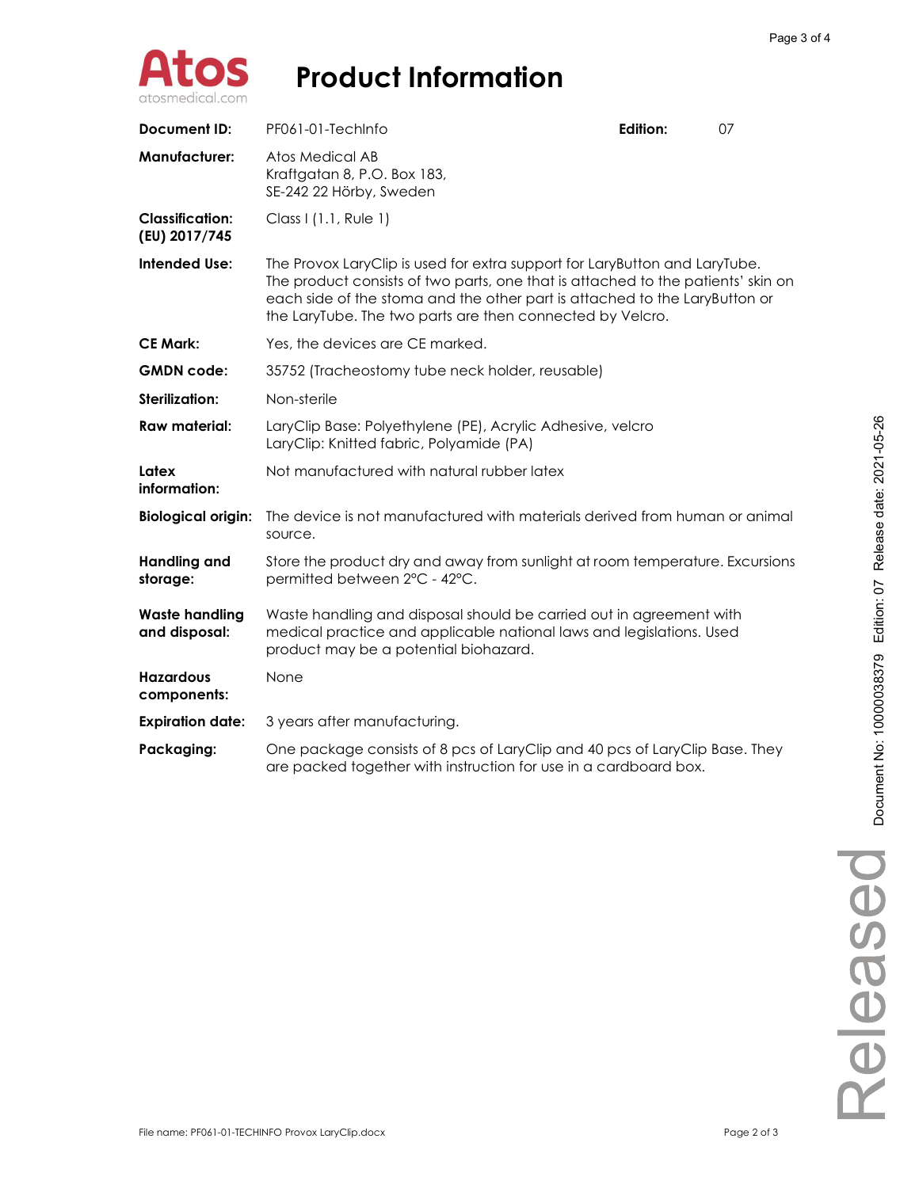# Product Information

| | | | |
|---|---|---|---|
| **Document ID:** | PF061-01-TechInfo | **Edition:** | 07 |
| **Manufacturer:** | Atos Medical AB<br>Kraftgatan 8, P.O. Box 183,<br>SE-242 22 Hörby, Sweden | | |
| **Classification: (EU) 2017/745** | Class I (1.1, Rule 1) | | |
| **Intended Use:** | The Provox LaryClip is used for extra support for LaryButton and LaryTube. The product consists of two parts, one that is attached to the patients' skin on each side of the stoma and the other part is attached to the LaryButton or the LaryTube. The two parts are then connected by Velcro. | | |
| **CE Mark:** | Yes, the devices are CE marked. | | |
| **GMDN code:** | 35752 (Tracheostomy tube neck holder, reusable) | | |
| **Sterilization:** | Non-sterile | | |
| **Raw material:** | LaryClip Base: Polyethylene (PE), Acrylic Adhesive, velcro<br>LaryClip: Knitted fabric, Polyamide (PA) | | |
| **Latex information:** | Not manufactured with natural rubber latex | | |
| **Biological origin:** | The device is not manufactured with materials derived from human or animal source. | | |
| **Handling and storage:** | Store the product dry and away from sunlight at room temperature. Excursions permitted between 2°C - 42°C. | | |
| **Waste handling and disposal:** | Waste handling and disposal should be carried out in agreement with medical practice and applicable national laws and legislations. Used product may be a potential biohazard. | | |
| **Hazardous components:** | None | | |
| **Expiration date:** | 3 years after manufacturing. | | |
| **Packaging:** | One package consists of 8 pcs of LaryClip and 40 pcs of LaryClip Base. They are packed together with instruction for use in a cardboard box. | | |

File name: PF061-01-TECHINFO Provox LaryClip.docx

Document No: 10000038379 Edition: 07 Release date: 2021-05-26

Released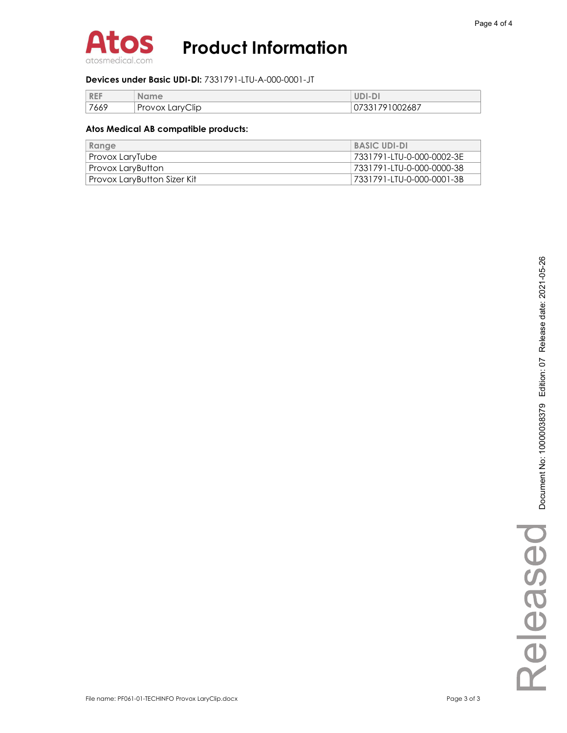**Devices under Basic UDI-DI:** 7331791-LTU-A-000-0001-JT

| REF | Name | UDI-DI |
|---|---|---|
| 7669 | Provox LaryClip | 07331791002687 |

**Atos Medical AB compatible products:**

| Range | BASIC UDI-DI |
|---|---|
| Provox LaryTube | 7331791-LTU-0-000-0002-3E |
| Provox LaryButton | 7331791-LTU-0-000-0000-38 |
| Provox LaryButton Sizer Kit | 7331791-LTU-0-000-0001-3B |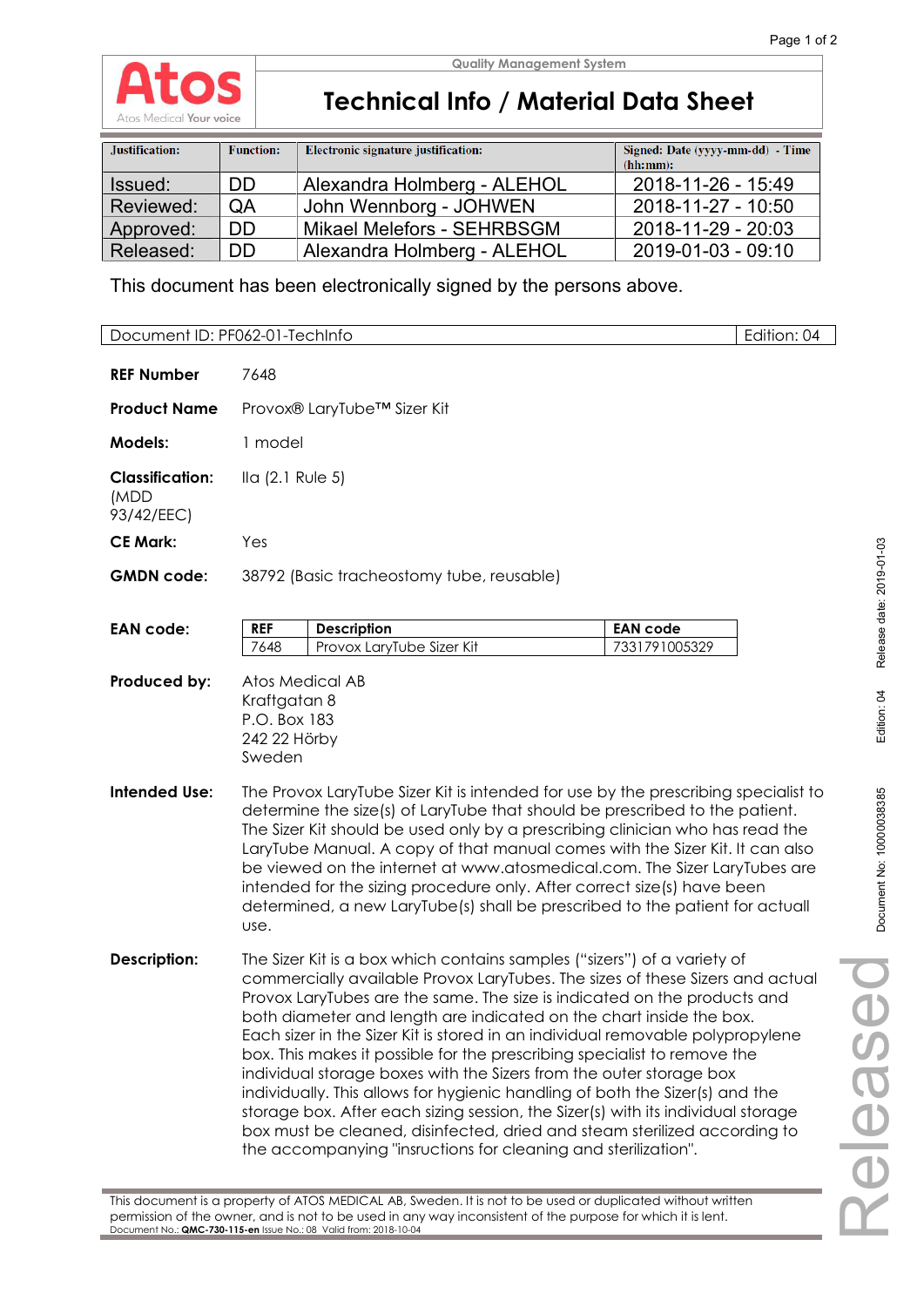**Atos** Atos Medical Your voice

Quality Management System

# Technical Info / Material Data Sheet

| Justification: | Function: | Electronic signature justification: | Signed: Date (yyyy-mm-dd) - Time (hh:mm): |
|---|---|---|---|
| Issued: | DD | Alexandra Holmberg - ALEHOL | 2018-11-26 - 15:49 |
| Reviewed: | QA | John Wennborg - JOHWEN | 2018-11-27 - 10:50 |
| Approved: | DD | Mikael Melefors - SEHRBSGM | 2018-11-29 - 20:03 |
| Released: | DD | Alexandra Holmberg - ALEHOL | 2019-01-03 - 09:10 |

This document has been electronically signed by the persons above.

| Document ID: PF062-01-TechInfo | Edition: 04 |
|---|---|

**REF Number** 7648

**Product Name** Provox® LaryTube™ Sizer Kit

**Models:** 1 model

**Classification:** (MDD 93/42/EEC) IIa (2.1 Rule 5)

**CE Mark:** Yes

**GMDN code:** 38792 (Basic tracheostomy tube, reusable)

**EAN code:**

| REF | Description | EAN code |
|---|---|---|
| 7648 | Provox LaryTube Sizer Kit | 7331791005329 |

**Produced by:**
Atos Medical AB
Kraftgatan 8
P.O. Box 183
242 22 Hörby
Sweden

**Intended Use:** The Provox LaryTube Sizer Kit is intended for use by the prescribing specialist to determine the size(s) of LaryTube that should be prescribed to the patient. The Sizer Kit should be used only by a prescribing clinician who has read the LaryTube Manual. A copy of that manual comes with the Sizer Kit. It can also be viewed on the internet at www.atosmedical.com. The Sizer LaryTubes are intended for the sizing procedure only. After correct size(s) have been determined, a new LaryTube(s) shall be prescribed to the patient for actuall use.

**Description:** The Sizer Kit is a box which contains samples ("sizers") of a variety of commercially available Provox LaryTubes. The sizes of these Sizers and actual Provox LaryTubes are the same. The size is indicated on the products and both diameter and length are indicated on the chart inside the box. Each sizer in the Sizer Kit is stored in an individual removable polypropylene box. This makes it possible for the prescribing specialist to remove the individual storage boxes with the Sizers from the outer storage box individually. This allows for hygienic handling of both the Sizer(s) and the storage box. After each sizing session, the Sizer(s) with its individual storage box must be cleaned, disinfected, dried and steam sterilized according to the accompanying "insructions for cleaning and sterilization".

This document is a property of ATOS MEDICAL AB, Sweden. It is not to be used or duplicated without written permission of the owner, and is not to be used in any way inconsistent of the purpose for which it is lent.
Document No.: **QMC-730-115-en** Issue No.: 08 Valid from: 2018-10-04

Released

Document No: 10000038385 Edition: 04 Release date: 2019-01-03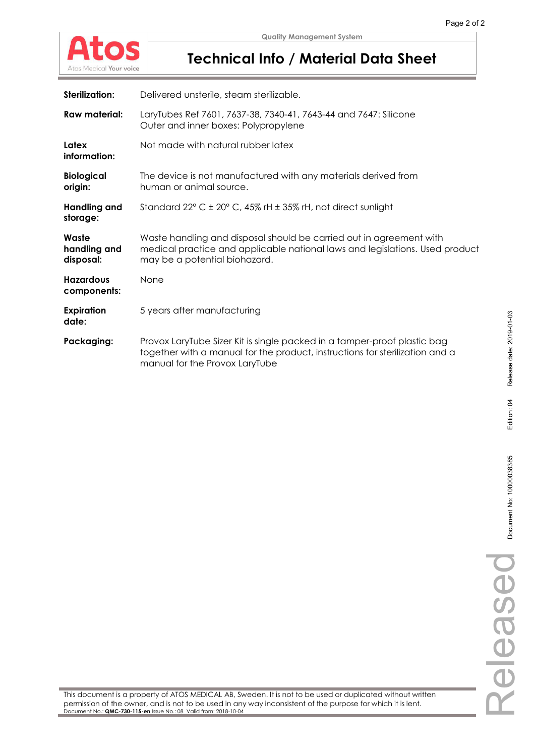## Technical Info / Material Data Sheet

| | |
|---|---|
| **Sterilization:** | Delivered unsterile, steam sterilizable. |
| **Raw material:** | LaryTubes Ref 7601, 7637-38, 7340-41, 7643-44 and 7647: Silicone<br>Outer and inner boxes: Polypropylene |
| **Latex information:** | Not made with natural rubber latex |
| **Biological origin:** | The device is not manufactured with any materials derived from human or animal source. |
| **Handling and storage:** | Standard 22° C ± 20° C, 45% rH ± 35% rH, not direct sunlight |
| **Waste handling and disposal:** | Waste handling and disposal should be carried out in agreement with medical practice and applicable national laws and legislations. Used product may be a potential biohazard. |
| **Hazardous components:** | None |
| **Expiration date:** | 5 years after manufacturing |
| **Packaging:** | Provox LaryTube Sizer Kit is single packed in a tamper-proof plastic bag together with a manual for the product, instructions for sterilization and a manual for the Provox LaryTube |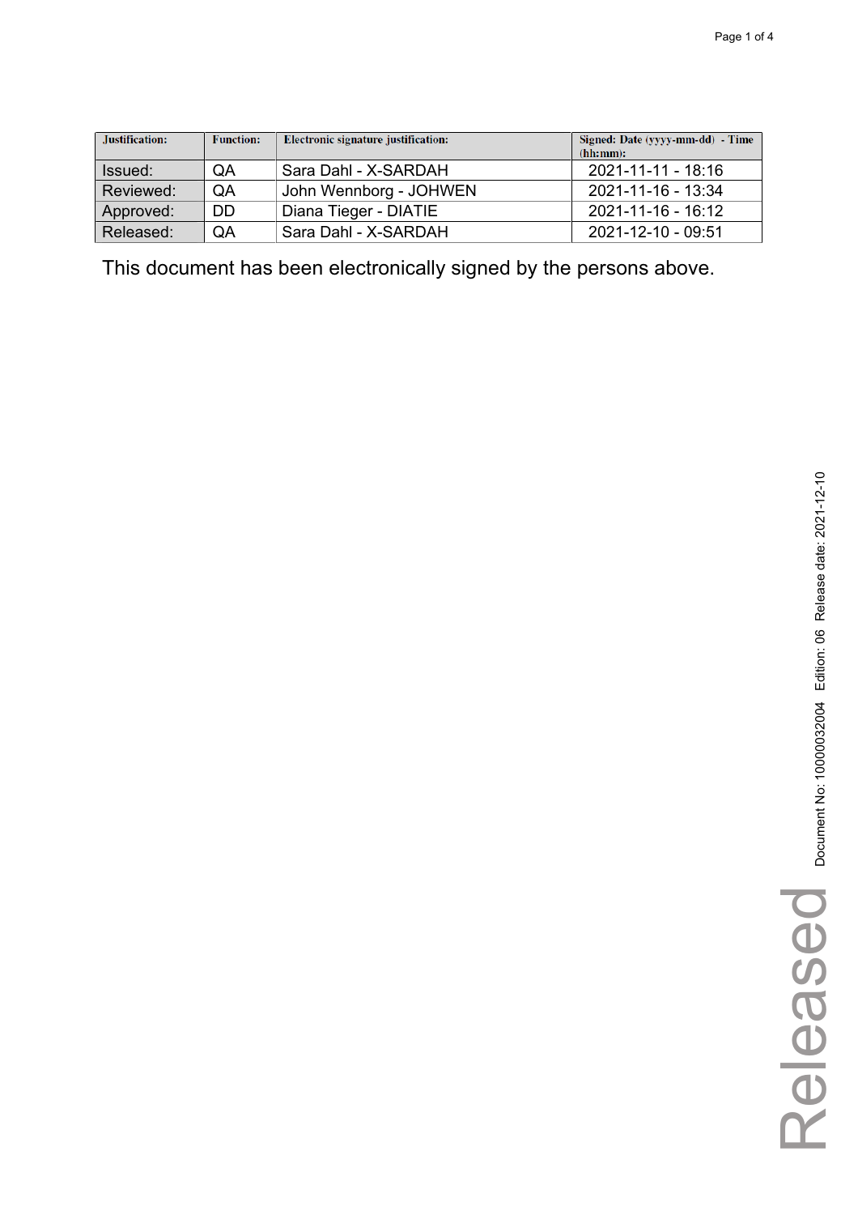| Justification: | Function: | Electronic signature justification: | Signed: Date (yyyy-mm-dd) - Time (hh:mm): |
|---|---|---|---|
| Issued: | QA | Sara Dahl - X-SARDAH | 2021-11-11 - 18:16 |
| Reviewed: | QA | John Wennborg - JOHWEN | 2021-11-16 - 13:34 |
| Approved: | DD | Diana Tieger - DIATIE | 2021-11-16 - 16:12 |
| Released: | QA | Sara Dahl - X-SARDAH | 2021-12-10 - 09:51 |

This document has been electronically signed by the persons above.

Released

Document No: 10000032004 Edition: 06 Release date: 2021-12-10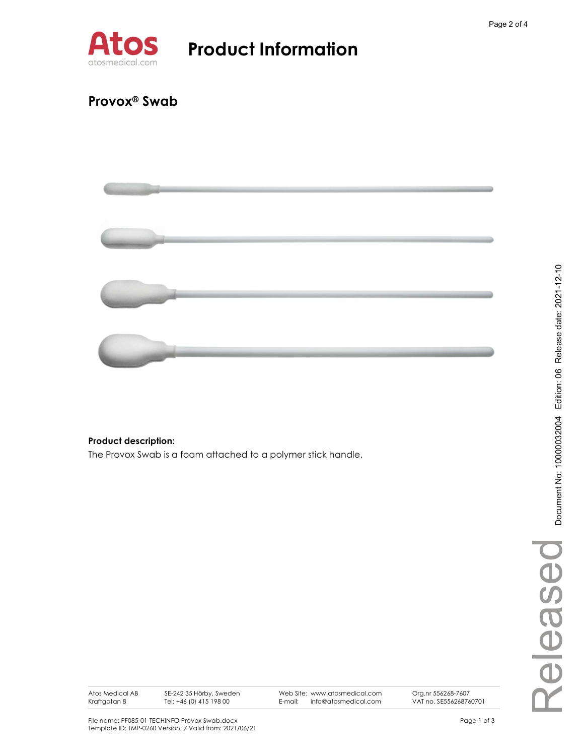# Product Information

## Provox® Swab

**Product description:**

The Provox Swab is a foam attached to a polymer stick handle.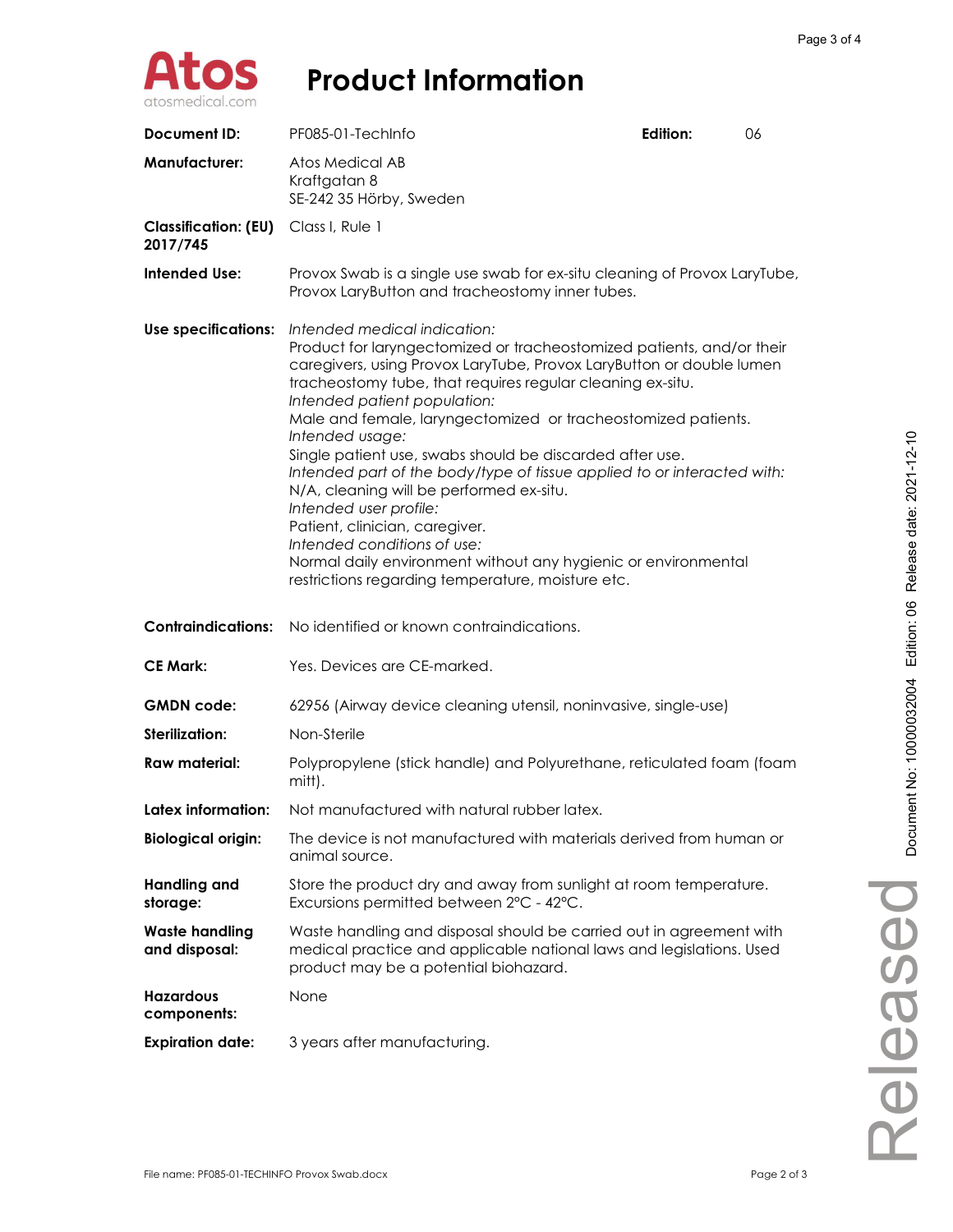# Product Information

| | | | |
|---|---|---|---|
| **Document ID:** | PF085-01-TechInfo | **Edition:** | 06 |
| **Manufacturer:** | Atos Medical AB<br>Kraftgatan 8<br>SE-242 35 Hörby, Sweden | | |
| **Classification: (EU) 2017/745** | Class I, Rule 1 | | |
| **Intended Use:** | Provox Swab is a single use swab for ex-situ cleaning of Provox LaryTube, Provox LaryButton and tracheostomy inner tubes. | | |
| **Use specifications:** | *Intended medical indication:*<br>Product for laryngectomized or tracheostomized patients, and/or their caregivers, using Provox LaryTube, Provox LaryButton or double lumen tracheostomy tube, that requires regular cleaning ex-situ.<br>*Intended patient population:*<br>Male and female, laryngectomized or tracheostomized patients.<br>*Intended usage:*<br>Single patient use, swabs should be discarded after use.<br>*Intended part of the body/type of tissue applied to or interacted with:*<br>N/A, cleaning will be performed ex-situ.<br>*Intended user profile:*<br>Patient, clinician, caregiver.<br>*Intended conditions of use:*<br>Normal daily environment without any hygienic or environmental restrictions regarding temperature, moisture etc. | | |
| **Contraindications:** | No identified or known contraindications. | | |
| **CE Mark:** | Yes. Devices are CE-marked. | | |
| **GMDN code:** | 62956 (Airway device cleaning utensil, noninvasive, single-use) | | |
| **Sterilization:** | Non-Sterile | | |
| **Raw material:** | Polypropylene (stick handle) and Polyurethane, reticulated foam (foam mitt). | | |
| **Latex information:** | Not manufactured with natural rubber latex. | | |
| **Biological origin:** | The device is not manufactured with materials derived from human or animal source. | | |
| **Handling and storage:** | Store the product dry and away from sunlight at room temperature. Excursions permitted between 2°C - 42°C. | | |
| **Waste handling and disposal:** | Waste handling and disposal should be carried out in agreement with medical practice and applicable national laws and legislations. Used product may be a potential biohazard. | | |
| **Hazardous components:** | None | | |
| **Expiration date:** | 3 years after manufacturing. | | |

File name: PF085-01-TECHINFO Provox Swab.docx

Document No: 10000032004 Edition: 06 Release date: 2021-12-10

Released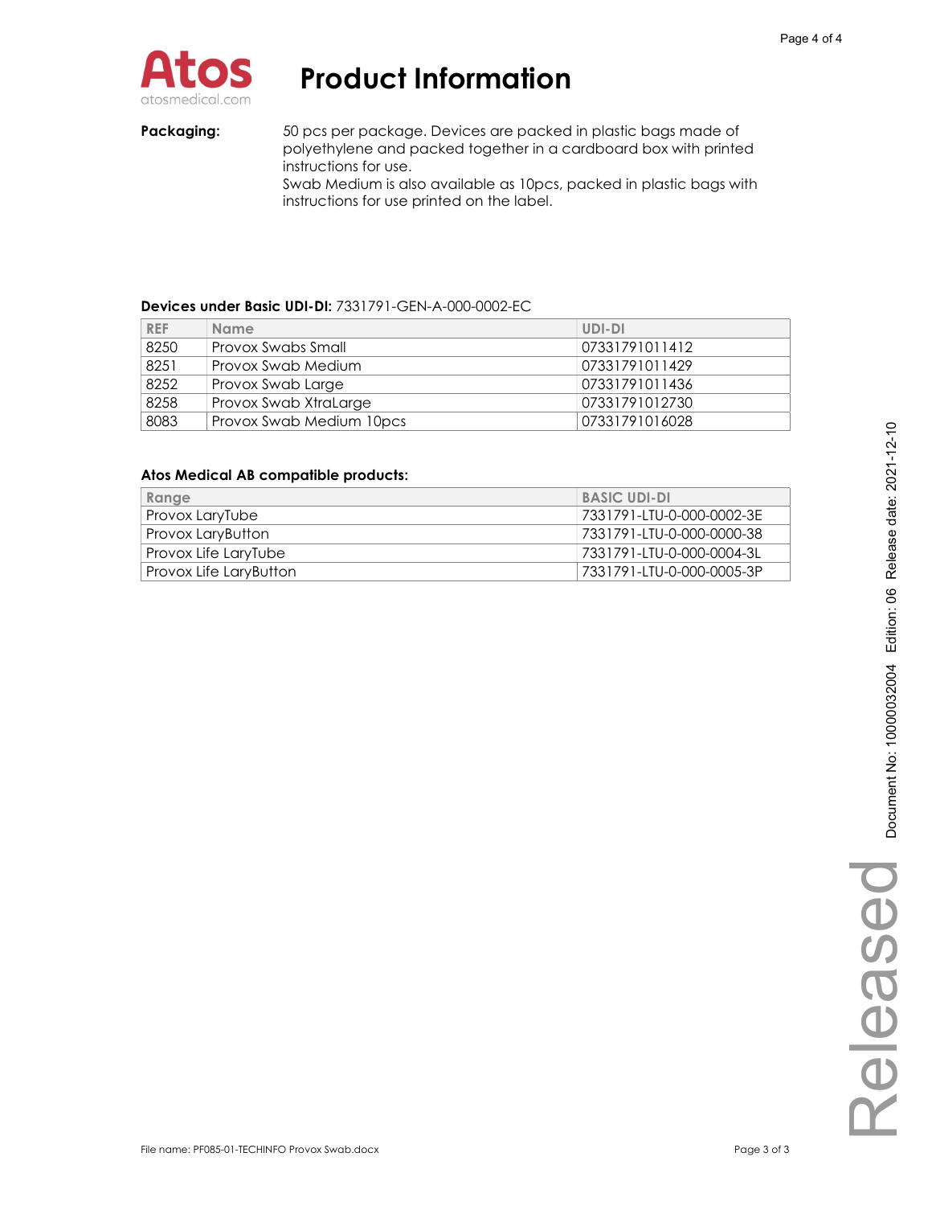# Product Information

**Packaging:** 50 pcs per package. Devices are packed in plastic bags made of polyethylene and packed together in a cardboard box with printed instructions for use.
Swab Medium is also available as 10pcs, packed in plastic bags with instructions for use printed on the label.

**Devices under Basic UDI-DI:** 7331791-GEN-A-000-0002-EC

| REF | Name | UDI-DI |
|---|---|---|
| 8250 | Provox Swabs Small | 07331791011412 |
| 8251 | Provox Swab Medium | 07331791011429 |
| 8252 | Provox Swab Large | 07331791011436 |
| 8258 | Provox Swab XtraLarge | 07331791012730 |
| 8083 | Provox Swab Medium 10pcs | 07331791016028 |

**Atos Medical AB compatible products:**

| Range | BASIC UDI-DI |
|---|---|
| Provox LaryTube | 7331791-LTU-0-000-0002-3E |
| Provox LaryButton | 7331791-LTU-0-000-0000-38 |
| Provox Life LaryTube | 7331791-LTU-0-000-0004-3L |
| Provox Life LaryButton | 7331791-LTU-0-000-0005-3P |